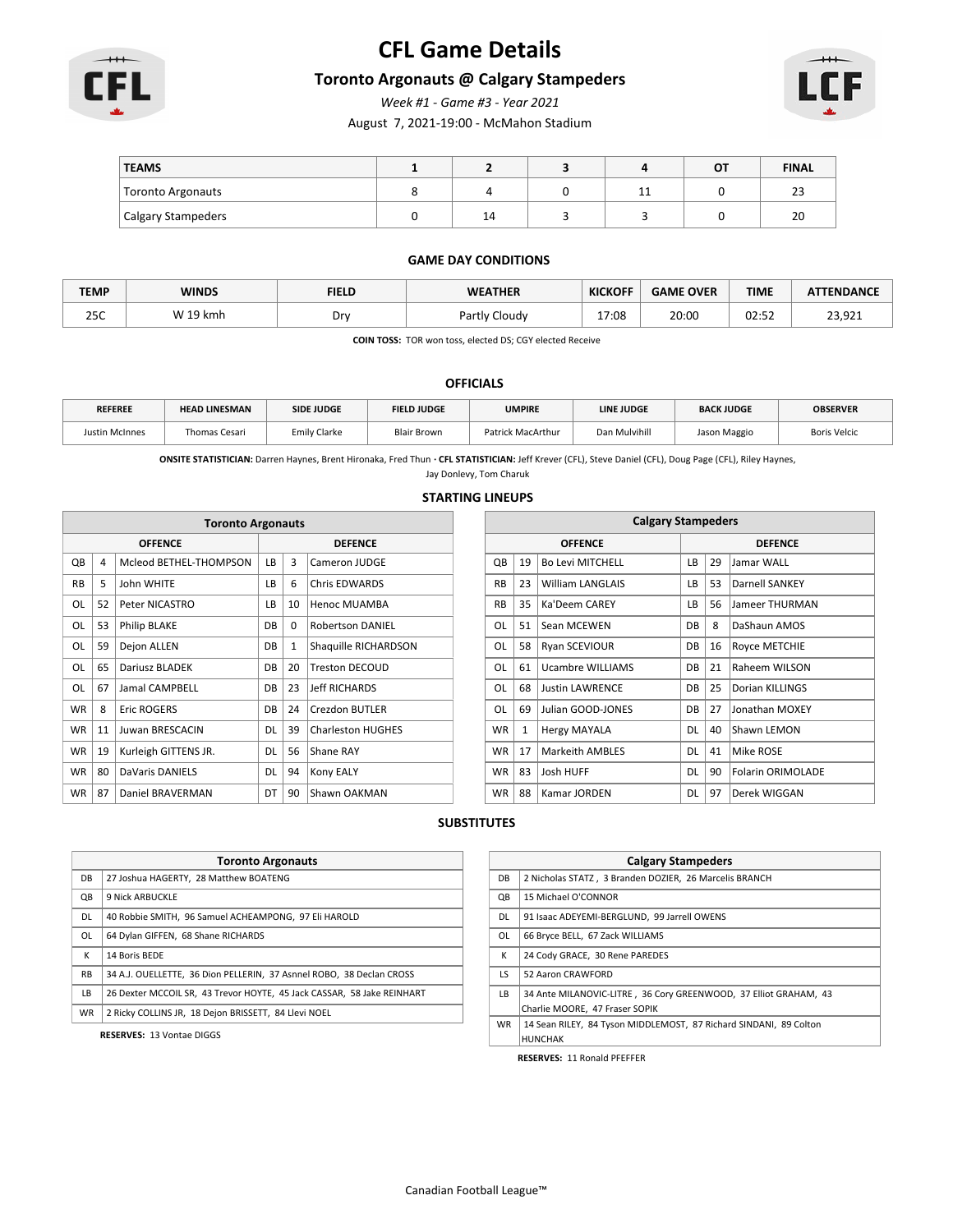# CFL Game Details

## Toronto Argonauts @ Calgary Stampeders

*Week #1 - Game #3 - Year 2021*

August 7, 2021-19:00 - McMahon Stadium

| TEAMS | 1 | 2 | 3 | 4 | OT | FINAL |
|---|---|---|---|---|---|---|
| Toronto Argonauts | 8 | 4 | 0 | 11 | 0 | 23 |
| Calgary Stampeders | 0 | 14 | 3 | 3 | 0 | 20 |

### GAME DAY CONDITIONS

| TEMP | WINDS | FIELD | WEATHER | KICKOFF | GAME OVER | TIME | ATTENDANCE |
|---|---|---|---|---|---|---|---|
| 25C | W 19 kmh | Dry | Partly Cloudy | 17:08 | 20:00 | 02:52 | 23,921 |

**COIN TOSS:** TOR won toss, elected DS; CGY elected Receive

### OFFICIALS

| REFEREE | HEAD LINESMAN | SIDE JUDGE | FIELD JUDGE | UMPIRE | LINE JUDGE | BACK JUDGE | OBSERVER |
|---|---|---|---|---|---|---|---|
| Justin McInnes | Thomas Cesari | Emily Clarke | Blair Brown | Patrick MacArthur | Dan Mulvihill | Jason Maggio | Boris Velcic |

**ONSITE STATISTICIAN:** Darren Haynes, Brent Hironaka, Fred Thun · **CFL STATISTICIAN:** Jeff Krever (CFL), Steve Daniel (CFL), Doug Page (CFL), Riley Haynes, Jay Donlevy, Tom Charuk

### STARTING LINEUPS

| Toronto Argonauts | | | | | |
|---|---|---|---|---|---|
| OFFENCE | | | DEFENCE | | |
| QB | 4 | Mcleod BETHEL-THOMPSON | LB | 3 | Cameron JUDGE |
| RB | 5 | John WHITE | LB | 6 | Chris EDWARDS |
| OL | 52 | Peter NICASTRO | LB | 10 | Henoc MUAMBA |
| OL | 53 | Philip BLAKE | DB | 0 | Robertson DANIEL |
| OL | 59 | Dejon ALLEN | DB | 1 | Shaquille RICHARDSON |
| OL | 65 | Dariusz BLADEK | DB | 20 | Treston DECOUD |
| OL | 67 | Jamal CAMPBELL | DB | 23 | Jeff RICHARDS |
| WR | 8 | Eric ROGERS | DB | 24 | Crezdon BUTLER |
| WR | 11 | Juwan BRESCACIN | DL | 39 | Charleston HUGHES |
| WR | 19 | Kurleigh GITTENS JR. | DL | 56 | Shane RAY |
| WR | 80 | DaVaris DANIELS | DL | 94 | Kony EALY |
| WR | 87 | Daniel BRAVERMAN | DT | 90 | Shawn OAKMAN |

| Calgary Stampeders | | | | | |
|---|---|---|---|---|---|
| OFFENCE | | | DEFENCE | | |
| QB | 19 | Bo Levi MITCHELL | LB | 29 | Jamar WALL |
| RB | 23 | William LANGLAIS | LB | 53 | Darnell SANKEY |
| RB | 35 | Ka'Deem CAREY | LB | 56 | Jameer THURMAN |
| OL | 51 | Sean MCEWEN | DB | 8 | DaShaun AMOS |
| OL | 58 | Ryan SCEVIOUR | DB | 16 | Royce METCHIE |
| OL | 61 | Ucambre WILLIAMS | DB | 21 | Raheem WILSON |
| OL | 68 | Justin LAWRENCE | DB | 25 | Dorian KILLINGS |
| OL | 69 | Julian GOOD-JONES | DB | 27 | Jonathan MOXEY |
| WR | 1 | Hergy MAYALA | DL | 40 | Shawn LEMON |
| WR | 17 | Markeith AMBLES | DL | 41 | Mike ROSE |
| WR | 83 | Josh HUFF | DL | 90 | Folarin ORIMOLADE |
| WR | 88 | Kamar JORDEN | DL | 97 | Derek WIGGAN |

### SUBSTITUTES

| Toronto Argonauts | |
|---|---|
| DB | 27 Joshua HAGERTY, 28 Matthew BOATENG |
| QB | 9 Nick ARBUCKLE |
| DL | 40 Robbie SMITH, 96 Samuel ACHEAMPONG, 97 Eli HAROLD |
| OL | 64 Dylan GIFFEN, 68 Shane RICHARDS |
| K | 14 Boris BEDE |
| RB | 34 A.J. OUELLETTE, 36 Dion PELLERIN, 37 Asnnel ROBO, 38 Declan CROSS |
| LB | 26 Dexter MCCOIL SR, 43 Trevor HOYTE, 45 Jack CASSAR, 58 Jake REINHART |
| WR | 2 Ricky COLLINS JR, 18 Dejon BRISSETT, 84 Llevi NOEL |

**RESERVES:** 13 Vontae DIGGS

| Calgary Stampeders | |
|---|---|
| DB | 2 Nicholas STATZ, 3 Branden DOZIER, 26 Marcelis BRANCH |
| QB | 15 Michael O'CONNOR |
| DL | 91 Isaac ADEYEMI-BERGLUND, 99 Jarrell OWENS |
| OL | 66 Bryce BELL, 67 Zack WILLIAMS |
| K | 24 Cody GRACE, 30 Rene PAREDES |
| LS | 52 Aaron CRAWFORD |
| LB | 34 Ante MILANOVIC-LITRE, 36 Cory GREENWOOD, 37 Elliot GRAHAM, 43 Charlie MOORE, 47 Fraser SOPIK |
| WR | 14 Sean RILEY, 84 Tyson MIDDLEMOST, 87 Richard SINDANI, 89 Colton HUNCHAK |

**RESERVES:** 11 Ronald PFEFFER

Canadian Football League™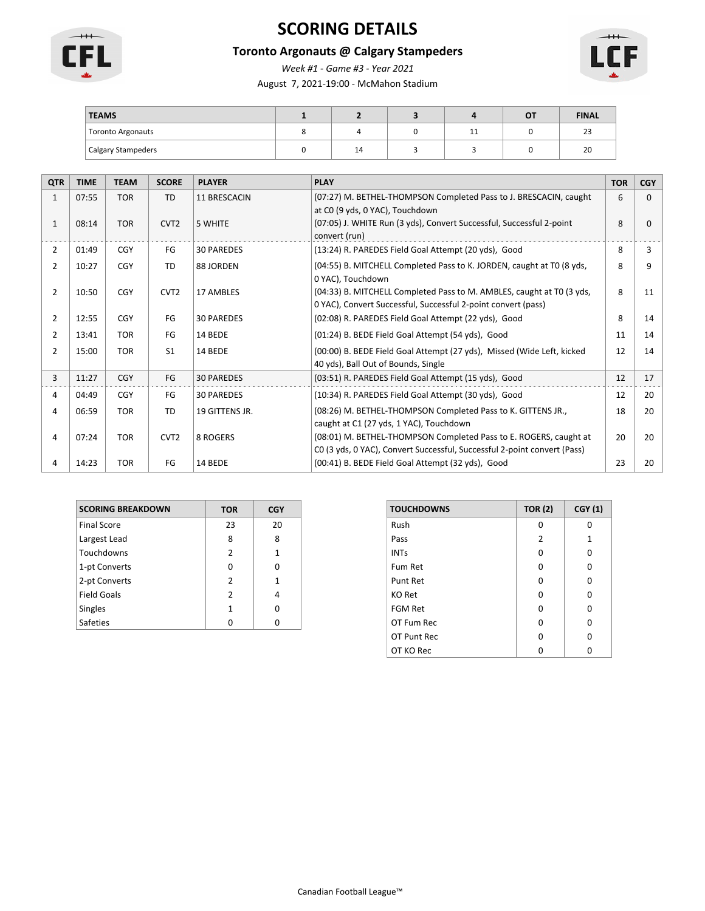# SCORING DETAILS

## Toronto Argonauts @ Calgary Stampeders

*Week #1 - Game #3 - Year 2021*

August 7, 2021-19:00 - McMahon Stadium

| TEAMS | 1 | 2 | 3 | 4 | OT | FINAL |
|---|---|---|---|---|---|---|
| Toronto Argonauts | 8 | 4 | 0 | 11 | 0 | 23 |
| Calgary Stampeders | 0 | 14 | 3 | 3 | 0 | 20 |

| QTR | TIME | TEAM | SCORE | PLAYER | PLAY | TOR | CGY |
|---|---|---|---|---|---|---|---|
| 1 | 07:55 | TOR | TD | 11 BRESCACIN | (07:27) M. BETHEL-THOMPSON Completed Pass to J. BRESCACIN, caught at C0 (9 yds, 0 YAC), Touchdown | 6 | 0 |
| 1 | 08:14 | TOR | CVT2 | 5 WHITE | (07:05) J. WHITE Run (3 yds), Convert Successful, Successful 2-point convert (run) | 8 | 0 |
| 2 | 01:49 | CGY | FG | 30 PAREDES | (13:24) R. PAREDES Field Goal Attempt (20 yds), Good | 8 | 3 |
| 2 | 10:27 | CGY | TD | 88 JORDEN | (04:55) B. MITCHELL Completed Pass to K. JORDEN, caught at T0 (8 yds, 0 YAC), Touchdown | 8 | 9 |
| 2 | 10:50 | CGY | CVT2 | 17 AMBLES | (04:33) B. MITCHELL Completed Pass to M. AMBLES, caught at T0 (3 yds, 0 YAC), Convert Successful, Successful 2-point convert (pass) | 8 | 11 |
| 2 | 12:55 | CGY | FG | 30 PAREDES | (02:08) R. PAREDES Field Goal Attempt (22 yds), Good | 8 | 14 |
| 2 | 13:41 | TOR | FG | 14 BEDE | (01:24) B. BEDE Field Goal Attempt (54 yds), Good | 11 | 14 |
| 2 | 15:00 | TOR | S1 | 14 BEDE | (00:00) B. BEDE Field Goal Attempt (27 yds), Missed (Wide Left, kicked 40 yds), Ball Out of Bounds, Single | 12 | 14 |
| 3 | 11:27 | CGY | FG | 30 PAREDES | (03:51) R. PAREDES Field Goal Attempt (15 yds), Good | 12 | 17 |
| 4 | 04:49 | CGY | FG | 30 PAREDES | (10:34) R. PAREDES Field Goal Attempt (30 yds), Good | 12 | 20 |
| 4 | 06:59 | TOR | TD | 19 GITTENS JR. | (08:26) M. BETHEL-THOMPSON Completed Pass to K. GITTENS JR., caught at C1 (27 yds, 1 YAC), Touchdown | 18 | 20 |
| 4 | 07:24 | TOR | CVT2 | 8 ROGERS | (08:01) M. BETHEL-THOMPSON Completed Pass to E. ROGERS, caught at C0 (3 yds, 0 YAC), Convert Successful, Successful 2-point convert (Pass) | 20 | 20 |
| 4 | 14:23 | TOR | FG | 14 BEDE | (00:41) B. BEDE Field Goal Attempt (32 yds), Good | 23 | 20 |

| SCORING BREAKDOWN | TOR | CGY |
|---|---|---|
| Final Score | 23 | 20 |
| Largest Lead | 8 | 8 |
| Touchdowns | 2 | 1 |
| 1-pt Converts | 0 | 0 |
| 2-pt Converts | 2 | 1 |
| Field Goals | 2 | 4 |
| Singles | 1 | 0 |
| Safeties | 0 | 0 |

| TOUCHDOWNS | TOR (2) | CGY (1) |
|---|---|---|
| Rush | 0 | 0 |
| Pass | 2 | 1 |
| INTs | 0 | 0 |
| Fum Ret | 0 | 0 |
| Punt Ret | 0 | 0 |
| KO Ret | 0 | 0 |
| FGM Ret | 0 | 0 |
| OT Fum Rec | 0 | 0 |
| OT Punt Rec | 0 | 0 |
| OT KO Rec | 0 | 0 |

Canadian Football League™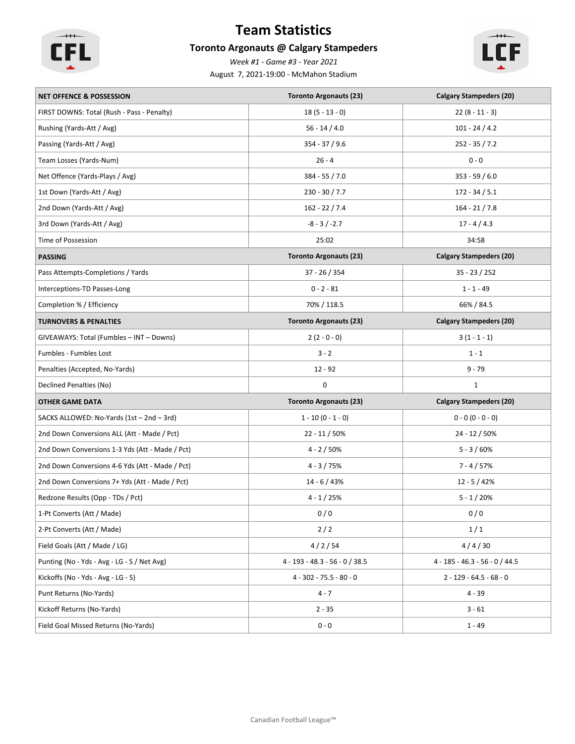# Team Statistics

## Toronto Argonauts @ Calgary Stampeders

*Week #1 - Game #3 - Year 2021*

August 7, 2021-19:00 - McMahon Stadium

| NET OFFENCE & POSSESSION | Toronto Argonauts (23) | Calgary Stampeders (20) |
|---|---|---|
| FIRST DOWNS: Total (Rush - Pass - Penalty) | 18 (5 - 13 - 0) | 22 (8 - 11 - 3) |
| Rushing (Yards-Att / Avg) | 56 - 14 / 4.0 | 101 - 24 / 4.2 |
| Passing (Yards-Att / Avg) | 354 - 37 / 9.6 | 252 - 35 / 7.2 |
| Team Losses (Yards-Num) | 26 - 4 | 0 - 0 |
| Net Offence (Yards-Plays / Avg) | 384 - 55 / 7.0 | 353 - 59 / 6.0 |
| 1st Down (Yards-Att / Avg) | 230 - 30 / 7.7 | 172 - 34 / 5.1 |
| 2nd Down (Yards-Att / Avg) | 162 - 22 / 7.4 | 164 - 21 / 7.8 |
| 3rd Down (Yards-Att / Avg) | -8 - 3 / -2.7 | 17 - 4 / 4.3 |
| Time of Possession | 25:02 | 34:58 |
| **PASSING** | **Toronto Argonauts (23)** | **Calgary Stampeders (20)** |
| Pass Attempts-Completions / Yards | 37 - 26 / 354 | 35 - 23 / 252 |
| Interceptions-TD Passes-Long | 0 - 2 - 81 | 1 - 1 - 49 |
| Completion % / Efficiency | 70% / 118.5 | 66% / 84.5 |
| **TURNOVERS & PENALTIES** | **Toronto Argonauts (23)** | **Calgary Stampeders (20)** |
| GIVEAWAYS: Total (Fumbles – INT – Downs) | 2 (2 - 0 - 0) | 3 (1 - 1 - 1) |
| Fumbles - Fumbles Lost | 3 - 2 | 1 - 1 |
| Penalties (Accepted, No-Yards) | 12 - 92 | 9 - 79 |
| Declined Penalties (No) | 0 | 1 |
| **OTHER GAME DATA** | **Toronto Argonauts (23)** | **Calgary Stampeders (20)** |
| SACKS ALLOWED: No-Yards (1st – 2nd – 3rd) | 1 - 10 (0 - 1 - 0) | 0 - 0 (0 - 0 - 0) |
| 2nd Down Conversions ALL (Att - Made / Pct) | 22 - 11 / 50% | 24 - 12 / 50% |
| 2nd Down Conversions 1-3 Yds (Att - Made / Pct) | 4 - 2 / 50% | 5 - 3 / 60% |
| 2nd Down Conversions 4-6 Yds (Att - Made / Pct) | 4 - 3 / 75% | 7 - 4 / 57% |
| 2nd Down Conversions 7+ Yds (Att - Made / Pct) | 14 - 6 / 43% | 12 - 5 / 42% |
| Redzone Results (Opp - TDs / Pct) | 4 - 1 / 25% | 5 - 1 / 20% |
| 1-Pt Converts (Att / Made) | 0 / 0 | 0 / 0 |
| 2-Pt Converts (Att / Made) | 2 / 2 | 1 / 1 |
| Field Goals (Att / Made / LG) | 4 / 2 / 54 | 4 / 4 / 30 |
| Punting (No - Yds - Avg - LG - S / Net Avg) | 4 - 193 - 48.3 - 56 - 0 / 38.5 | 4 - 185 - 46.3 - 56 - 0 / 44.5 |
| Kickoffs (No - Yds - Avg - LG - S) | 4 - 302 - 75.5 - 80 - 0 | 2 - 129 - 64.5 - 68 - 0 |
| Punt Returns (No-Yards) | 4 - 7 | 4 - 39 |
| Kickoff Returns (No-Yards) | 2 - 35 | 3 - 61 |
| Field Goal Missed Returns (No-Yards) | 0 - 0 | 1 - 49 |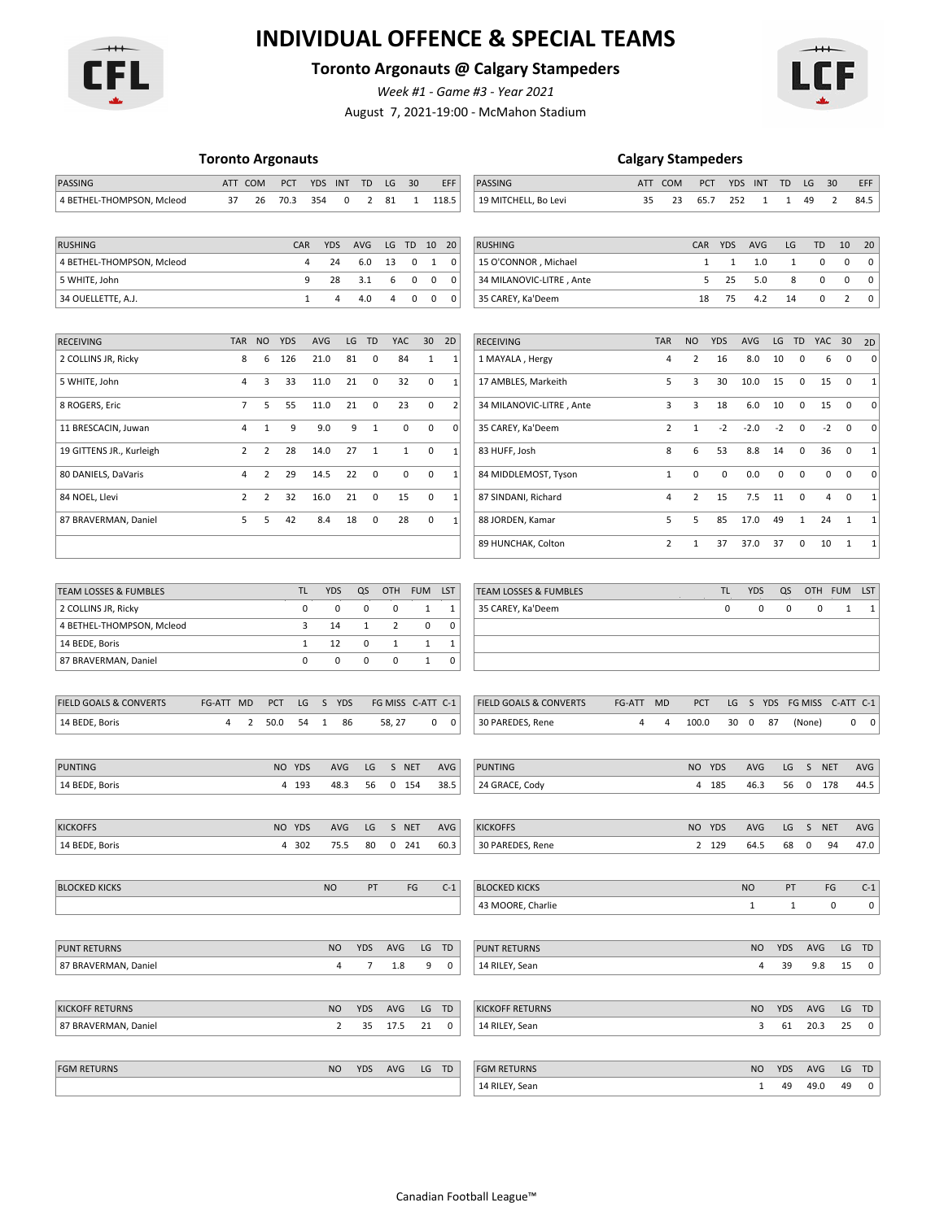# INDIVIDUAL OFFENCE & SPECIAL TEAMS

## Toronto Argonauts @ Calgary Stampeders

*Week #1 - Game #3 - Year 2021*

August 7, 2021-19:00 - McMahon Stadium

### Toronto Argonauts

| PASSING | ATT | COM | PCT | YDS | INT | TD | LG | 30 | EFF |
|---|---|---|---|---|---|---|---|---|---|
| 4 BETHEL-THOMPSON, Mcleod | 37 | 26 | 70.3 | 354 | 0 | 2 | 81 | 1 | 118.5 |

| RUSHING | CAR | YDS | AVG | LG | TD | 10 | 20 |
|---|---|---|---|---|---|---|---|
| 4 BETHEL-THOMPSON, Mcleod | 4 | 24 | 6.0 | 13 | 0 | 1 | 0 |
| 5 WHITE, John | 9 | 28 | 3.1 | 6 | 0 | 0 | 0 |
| 34 OUELLETTE, A.J. | 1 | 4 | 4.0 | 4 | 0 | 0 | 0 |

| RECEIVING | TAR | NO | YDS | AVG | LG | TD | YAC | 30 | 2D |
|---|---|---|---|---|---|---|---|---|---|
| 2 COLLINS JR, Ricky | 8 | 6 | 126 | 21.0 | 81 | 0 | 84 | 1 | 1 |
| 5 WHITE, John | 4 | 3 | 33 | 11.0 | 21 | 0 | 32 | 0 | 1 |
| 8 ROGERS, Eric | 7 | 5 | 55 | 11.0 | 21 | 0 | 23 | 0 | 2 |
| 11 BRESCACIN, Juwan | 4 | 1 | 9 | 9.0 | 9 | 1 | 0 | 0 | 0 |
| 19 GITTENS JR., Kurleigh | 2 | 2 | 28 | 14.0 | 27 | 1 | 1 | 0 | 1 |
| 80 DANIELS, DaVaris | 4 | 2 | 29 | 14.5 | 22 | 0 | 0 | 0 | 1 |
| 84 NOEL, Llevi | 2 | 2 | 32 | 16.0 | 21 | 0 | 15 | 0 | 1 |
| 87 BRAVERMAN, Daniel | 5 | 5 | 42 | 8.4 | 18 | 0 | 28 | 0 | 1 |

| TEAM LOSSES & FUMBLES | TL | YDS | QS | OTH | FUM | LST |
|---|---|---|---|---|---|---|
| 2 COLLINS JR, Ricky | 0 | 0 | 0 | 0 | 1 | 1 |
| 4 BETHEL-THOMPSON, Mcleod | 3 | 14 | 1 | 2 | 0 | 0 |
| 14 BEDE, Boris | 1 | 12 | 0 | 1 | 1 | 1 |
| 87 BRAVERMAN, Daniel | 0 | 0 | 0 | 0 | 1 | 0 |

| FIELD GOALS & CONVERTS | FG-ATT | MD | PCT | LG | S | YDS | FG MISS | C-ATT | C-1 |
|---|---|---|---|---|---|---|---|---|---|
| 14 BEDE, Boris | 4 | 2 | 50.0 | 54 | 1 | 86 | 58, 27 | 0 | 0 |

| PUNTING | NO | YDS | AVG | LG | S | NET | AVG |
|---|---|---|---|---|---|---|---|
| 14 BEDE, Boris | 4 | 193 | 48.3 | 56 | 0 | 154 | 38.5 |

| KICKOFFS | NO | YDS | AVG | LG | S | NET | AVG |
|---|---|---|---|---|---|---|---|
| 14 BEDE, Boris | 4 | 302 | 75.5 | 80 | 0 | 241 | 60.3 |

| BLOCKED KICKS | NO | PT | FG | C-1 |
|---|---|---|---|---|
| | | | | |

| PUNT RETURNS | NO | YDS | AVG | LG | TD |
|---|---|---|---|---|---|
| 87 BRAVERMAN, Daniel | 4 | 7 | 1.8 | 9 | 0 |

| KICKOFF RETURNS | NO | YDS | AVG | LG | TD |
|---|---|---|---|---|---|
| 87 BRAVERMAN, Daniel | 2 | 35 | 17.5 | 21 | 0 |

| FGM RETURNS | NO | YDS | AVG | LG | TD |
|---|---|---|---|---|---|
| | | | | | |

### Calgary Stampeders

| PASSING | ATT | COM | PCT | YDS | INT | TD | LG | 30 | EFF |
|---|---|---|---|---|---|---|---|---|---|
| 19 MITCHELL, Bo Levi | 35 | 23 | 65.7 | 252 | 1 | 1 | 49 | 2 | 84.5 |

| RUSHING | CAR | YDS | AVG | LG | TD | 10 | 20 |
|---|---|---|---|---|---|---|---|
| 15 O'CONNOR , Michael | 1 | 1 | 1.0 | 1 | 0 | 0 | 0 |
| 34 MILANOVIC-LITRE , Ante | 5 | 25 | 5.0 | 8 | 0 | 0 | 0 |
| 35 CAREY, Ka'Deem | 18 | 75 | 4.2 | 14 | 0 | 2 | 0 |

| RECEIVING | TAR | NO | YDS | AVG | LG | TD | YAC | 30 | 2D |
|---|---|---|---|---|---|---|---|---|---|
| 1 MAYALA , Hergy | 4 | 2 | 16 | 8.0 | 10 | 0 | 6 | 0 | 0 |
| 17 AMBLES, Markeith | 5 | 3 | 30 | 10.0 | 15 | 0 | 15 | 0 | 1 |
| 34 MILANOVIC-LITRE , Ante | 3 | 3 | 18 | 6.0 | 10 | 0 | 15 | 0 | 0 |
| 35 CAREY, Ka'Deem | 2 | 1 | -2 | -2.0 | -2 | 0 | -2 | 0 | 0 |
| 83 HUFF, Josh | 8 | 6 | 53 | 8.8 | 14 | 0 | 36 | 0 | 1 |
| 84 MIDDLEMOST, Tyson | 1 | 0 | 0 | 0.0 | 0 | 0 | 0 | 0 | 0 |
| 87 SINDANI, Richard | 4 | 2 | 15 | 7.5 | 11 | 0 | 4 | 0 | 1 |
| 88 JORDEN, Kamar | 5 | 5 | 85 | 17.0 | 49 | 1 | 24 | 1 | 1 |
| 89 HUNCHAK, Colton | 2 | 1 | 37 | 37.0 | 37 | 0 | 10 | 1 | 1 |

| TEAM LOSSES & FUMBLES | TL | YDS | QS | OTH | FUM | LST |
|---|---|---|---|---|---|---|
| 35 CAREY, Ka'Deem | 0 | 0 | 0 | 0 | 1 | 1 |

| FIELD GOALS & CONVERTS | FG-ATT | MD | PCT | LG | S | YDS | FG MISS | C-ATT | C-1 |
|---|---|---|---|---|---|---|---|---|---|
| 30 PAREDES, Rene | 4 | 4 | 100.0 | 30 | 0 | 87 | (None) | 0 | 0 |

| PUNTING | NO | YDS | AVG | LG | S | NET | AVG |
|---|---|---|---|---|---|---|---|
| 24 GRACE, Cody | 4 | 185 | 46.3 | 56 | 0 | 178 | 44.5 |

| KICKOFFS | NO | YDS | AVG | LG | S | NET | AVG |
|---|---|---|---|---|---|---|---|
| 30 PAREDES, Rene | 2 | 129 | 64.5 | 68 | 0 | 94 | 47.0 |

| BLOCKED KICKS | NO | PT | FG | C-1 |
|---|---|---|---|---|
| 43 MOORE, Charlie | 1 | 1 | 0 | 0 |

| PUNT RETURNS | NO | YDS | AVG | LG | TD |
|---|---|---|---|---|---|
| 14 RILEY, Sean | 4 | 39 | 9.8 | 15 | 0 |

| KICKOFF RETURNS | NO | YDS | AVG | LG | TD |
|---|---|---|---|---|---|
| 14 RILEY, Sean | 3 | 61 | 20.3 | 25 | 0 |

| FGM RETURNS | NO | YDS | AVG | LG | TD |
|---|---|---|---|---|---|
| 14 RILEY, Sean | 1 | 49 | 49.0 | 49 | 0 |

Canadian Football League™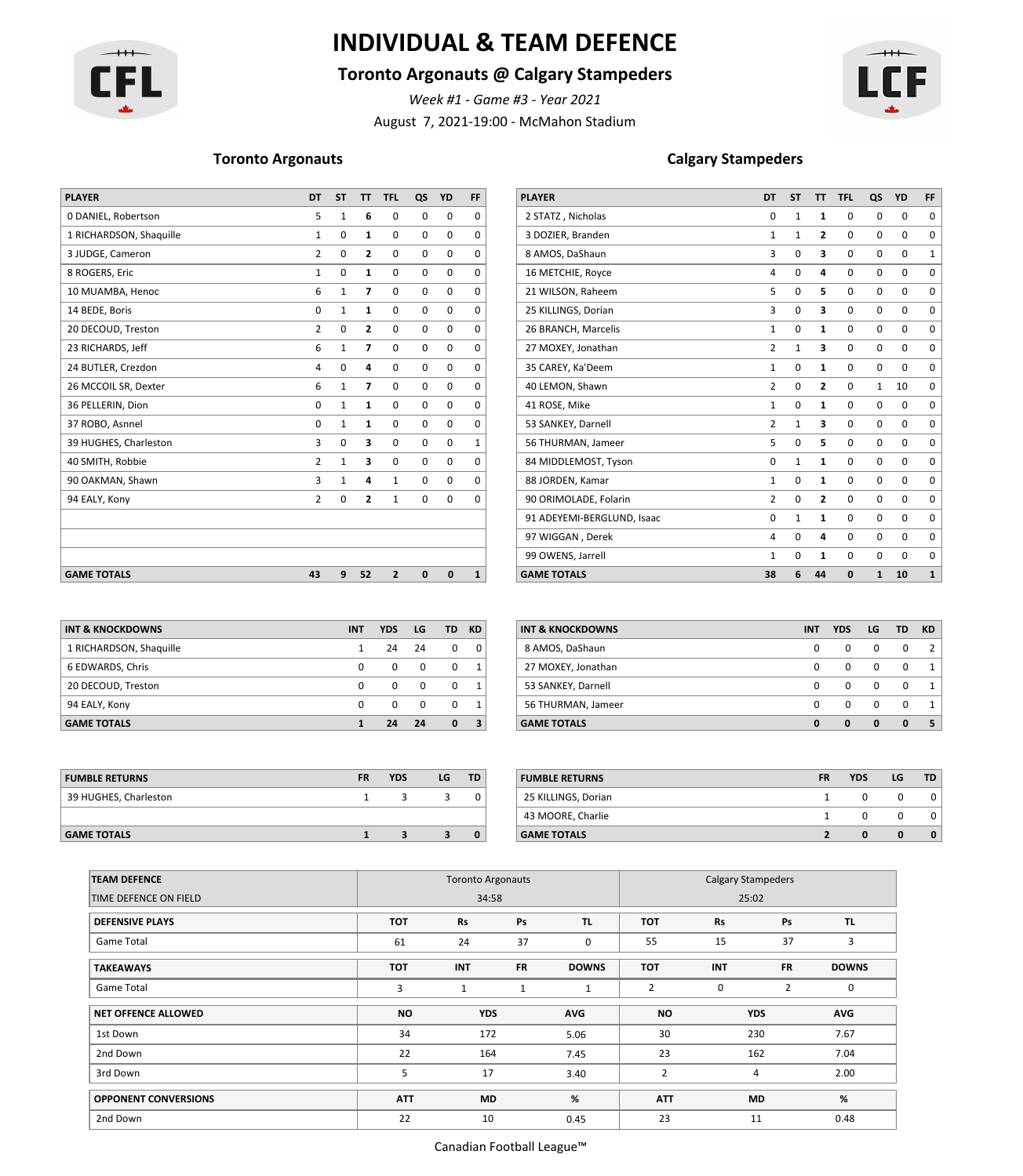# INDIVIDUAL & TEAM DEFENCE

## Toronto Argonauts @ Calgary Stampeders

*Week #1 - Game #3 - Year 2021*

August 7, 2021-19:00 - McMahon Stadium

### Toronto Argonauts

| PLAYER | DT | ST | TT | TFL | QS | YD | FF |
|---|---|---|---|---|---|---|---|
| 0 DANIEL, Robertson | 5 | 1 | **6** | 0 | 0 | 0 | 0 |
| 1 RICHARDSON, Shaquille | 1 | 0 | **1** | 0 | 0 | 0 | 0 |
| 3 JUDGE, Cameron | 2 | 0 | **2** | 0 | 0 | 0 | 0 |
| 8 ROGERS, Eric | 1 | 0 | **1** | 0 | 0 | 0 | 0 |
| 10 MUAMBA, Henoc | 6 | 1 | **7** | 0 | 0 | 0 | 0 |
| 14 BEDE, Boris | 0 | 1 | **1** | 0 | 0 | 0 | 0 |
| 20 DECOUD, Treston | 2 | 0 | **2** | 0 | 0 | 0 | 0 |
| 23 RICHARDS, Jeff | 6 | 1 | **7** | 0 | 0 | 0 | 0 |
| 24 BUTLER, Crezdon | 4 | 0 | **4** | 0 | 0 | 0 | 0 |
| 26 MCCOIL SR, Dexter | 6 | 1 | **7** | 0 | 0 | 0 | 0 |
| 36 PELLERIN, Dion | 0 | 1 | **1** | 0 | 0 | 0 | 0 |
| 37 ROBO, Asnnel | 0 | 1 | **1** | 0 | 0 | 0 | 0 |
| 39 HUGHES, Charleston | 3 | 0 | **3** | 0 | 0 | 0 | 1 |
| 40 SMITH, Robbie | 2 | 1 | **3** | 0 | 0 | 0 | 0 |
| 90 OAKMAN, Shawn | 3 | 1 | **4** | 1 | 0 | 0 | 0 |
| 94 EALY, Kony | 2 | 0 | **2** | 1 | 0 | 0 | 0 |
| **GAME TOTALS** | **43** | **9** | **52** | **2** | **0** | **0** | **1** |

| INT & KNOCKDOWNS | INT | YDS | LG | TD | KD |
|---|---|---|---|---|---|
| 1 RICHARDSON, Shaquille | 1 | 24 | 24 | 0 | 0 |
| 6 EDWARDS, Chris | 0 | 0 | 0 | 0 | 1 |
| 20 DECOUD, Treston | 0 | 0 | 0 | 0 | 1 |
| 94 EALY, Kony | 0 | 0 | 0 | 0 | 1 |
| **GAME TOTALS** | **1** | **24** | **24** | **0** | **3** |

| FUMBLE RETURNS | FR | YDS | LG | TD |
|---|---|---|---|---|
| 39 HUGHES, Charleston | 1 | 3 | 3 | 0 |
| **GAME TOTALS** | **1** | **3** | **3** | **0** |

### Calgary Stampeders

| PLAYER | DT | ST | TT | TFL | QS | YD | FF |
|---|---|---|---|---|---|---|---|
| 2 STATZ , Nicholas | 0 | 1 | **1** | 0 | 0 | 0 | 0 |
| 3 DOZIER, Branden | 1 | 1 | **2** | 0 | 0 | 0 | 0 |
| 8 AMOS, DaShaun | 3 | 0 | **3** | 0 | 0 | 0 | 1 |
| 16 METCHIE, Royce | 4 | 0 | **4** | 0 | 0 | 0 | 0 |
| 21 WILSON, Raheem | 5 | 0 | **5** | 0 | 0 | 0 | 0 |
| 25 KILLINGS, Dorian | 3 | 0 | **3** | 0 | 0 | 0 | 0 |
| 26 BRANCH, Marcelis | 1 | 0 | **1** | 0 | 0 | 0 | 0 |
| 27 MOXEY, Jonathan | 2 | 1 | **3** | 0 | 0 | 0 | 0 |
| 35 CAREY, Ka'Deem | 1 | 0 | **1** | 0 | 0 | 0 | 0 |
| 40 LEMON, Shawn | 2 | 0 | **2** | 0 | 1 | 10 | 0 |
| 41 ROSE, Mike | 1 | 0 | **1** | 0 | 0 | 0 | 0 |
| 53 SANKEY, Darnell | 2 | 1 | **3** | 0 | 0 | 0 | 0 |
| 56 THURMAN, Jameer | 5 | 0 | **5** | 0 | 0 | 0 | 0 |
| 84 MIDDLEMOST, Tyson | 0 | 1 | **1** | 0 | 0 | 0 | 0 |
| 88 JORDEN, Kamar | 1 | 0 | **1** | 0 | 0 | 0 | 0 |
| 90 ORIMOLADE, Folarin | 2 | 0 | **2** | 0 | 0 | 0 | 0 |
| 91 ADEYEMI-BERGLUND, Isaac | 0 | 1 | **1** | 0 | 0 | 0 | 0 |
| 97 WIGGAN , Derek | 4 | 0 | **4** | 0 | 0 | 0 | 0 |
| 99 OWENS, Jarrell | 1 | 0 | **1** | 0 | 0 | 0 | 0 |
| **GAME TOTALS** | **38** | **6** | **44** | **0** | **1** | **10** | **1** |

| INT & KNOCKDOWNS | INT | YDS | LG | TD | KD |
|---|---|---|---|---|---|
| 8 AMOS, DaShaun | 0 | 0 | 0 | 0 | 2 |
| 27 MOXEY, Jonathan | 0 | 0 | 0 | 0 | 1 |
| 53 SANKEY, Darnell | 0 | 0 | 0 | 0 | 1 |
| 56 THURMAN, Jameer | 0 | 0 | 0 | 0 | 1 |
| **GAME TOTALS** | **0** | **0** | **0** | **0** | **5** |

| FUMBLE RETURNS | FR | YDS | LG | TD |
|---|---|---|---|---|
| 25 KILLINGS, Dorian | 1 | 0 | 0 | 0 |
| 43 MOORE, Charlie | 1 | 0 | 0 | 0 |
| **GAME TOTALS** | **2** | **0** | **0** | **0** |

### Team Defence

| TEAM DEFENCE | Toronto Argonauts | | | | Calgary Stampeders | | | |
|---|---|---|---|---|---|---|---|---|
| TIME DEFENCE ON FIELD | 34:58 | | | | 25:02 | | | |
| **DEFENSIVE PLAYS** | **TOT** | **Rs** | **Ps** | **TL** | **TOT** | **Rs** | **Ps** | **TL** |
| Game Total | 61 | 24 | 37 | 0 | 55 | 15 | 37 | 3 |
| **TAKEAWAYS** | **TOT** | **INT** | **FR** | **DOWNS** | **TOT** | **INT** | **FR** | **DOWNS** |
| Game Total | 3 | 1 | 1 | 1 | 2 | 0 | 2 | 0 |
| **NET OFFENCE ALLOWED** | **NO** | **YDS** | **AVG** | | **NO** | **YDS** | **AVG** | |
| 1st Down | 34 | 172 | 5.06 | | 30 | 230 | 7.67 | |
| 2nd Down | 22 | 164 | 7.45 | | 23 | 162 | 7.04 | |
| 3rd Down | 5 | 17 | 3.40 | | 2 | 4 | 2.00 | |
| **OPPONENT CONVERSIONS** | **ATT** | **MD** | **%** | | **ATT** | **MD** | **%** | |
| 2nd Down | 22 | 10 | 0.45 | | 23 | 11 | 0.48 | |

Canadian Football League™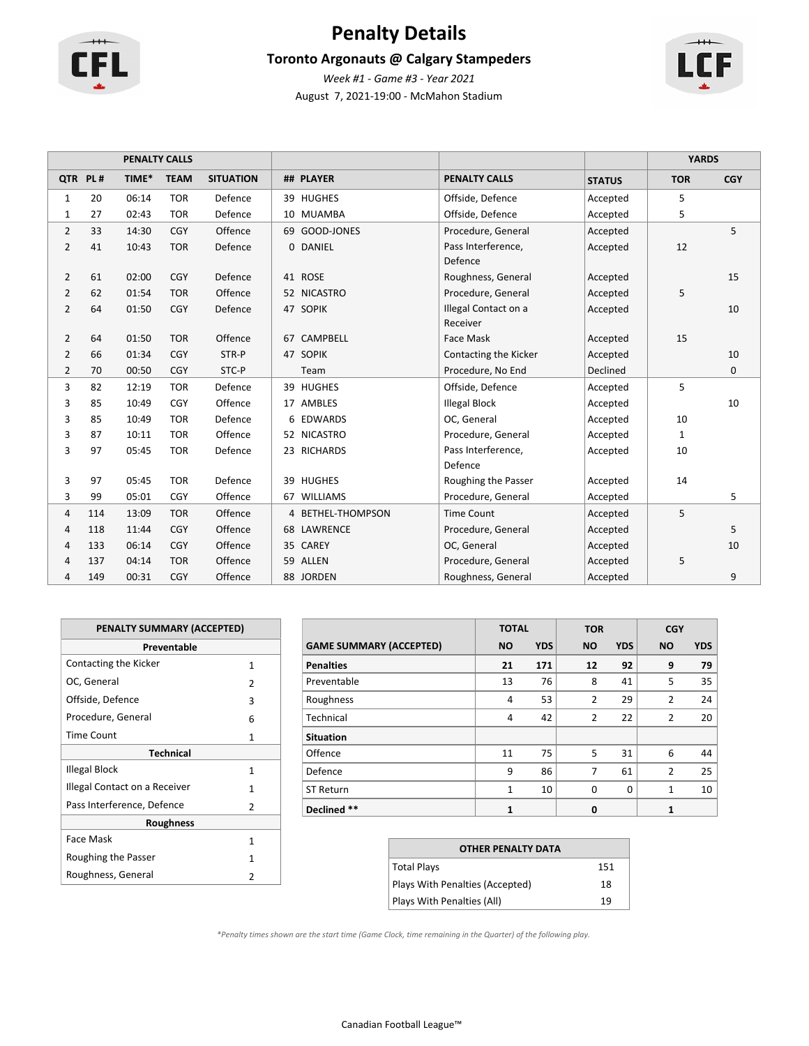# Penalty Details

## Toronto Argonauts @ Calgary Stampeders

*Week #1 - Game #3 - Year 2021*

August 7, 2021-19:00 - McMahon Stadium

| PENALTY CALLS | | | | | | | | YARDS | |
|---|---|---|---|---|---|---|---|---|---|
| QTR | PL # | TIME* | TEAM | SITUATION | ## PLAYER | PENALTY CALLS | STATUS | TOR | CGY |
| 1 | 20 | 06:14 | TOR | Defence | 39 HUGHES | Offside, Defence | Accepted | 5 | |
| 1 | 27 | 02:43 | TOR | Defence | 10 MUAMBA | Offside, Defence | Accepted | 5 | |
| 2 | 33 | 14:30 | CGY | Offence | 69 GOOD-JONES | Procedure, General | Accepted | | 5 |
| 2 | 41 | 10:43 | TOR | Defence | 0 DANIEL | Pass Interference, Defence | Accepted | 12 | |
| 2 | 61 | 02:00 | CGY | Defence | 41 ROSE | Roughness, General | Accepted | | 15 |
| 2 | 62 | 01:54 | TOR | Offence | 52 NICASTRO | Procedure, General | Accepted | 5 | |
| 2 | 64 | 01:50 | CGY | Defence | 47 SOPIK | Illegal Contact on a Receiver | Accepted | | 10 |
| 2 | 64 | 01:50 | TOR | Offence | 67 CAMPBELL | Face Mask | Accepted | 15 | |
| 2 | 66 | 01:34 | CGY | STR-P | 47 SOPIK | Contacting the Kicker | Accepted | | 10 |
| 2 | 70 | 00:50 | CGY | STC-P | Team | Procedure, No End | Declined | | 0 |
| 3 | 82 | 12:19 | TOR | Defence | 39 HUGHES | Offside, Defence | Accepted | 5 | |
| 3 | 85 | 10:49 | CGY | Offence | 17 AMBLES | Illegal Block | Accepted | | 10 |
| 3 | 85 | 10:49 | TOR | Defence | 6 EDWARDS | OC, General | Accepted | 10 | |
| 3 | 87 | 10:11 | TOR | Offence | 52 NICASTRO | Procedure, General | Accepted | 1 | |
| 3 | 97 | 05:45 | TOR | Defence | 23 RICHARDS | Pass Interference, Defence | Accepted | 10 | |
| 3 | 97 | 05:45 | TOR | Defence | 39 HUGHES | Roughing the Passer | Accepted | 14 | |
| 3 | 99 | 05:01 | CGY | Offence | 67 WILLIAMS | Procedure, General | Accepted | | 5 |
| 4 | 114 | 13:09 | TOR | Offence | 4 BETHEL-THOMPSON | Time Count | Accepted | 5 | |
| 4 | 118 | 11:44 | CGY | Offence | 68 LAWRENCE | Procedure, General | Accepted | | 5 |
| 4 | 133 | 06:14 | CGY | Offence | 35 CAREY | OC, General | Accepted | | 10 |
| 4 | 137 | 04:14 | TOR | Offence | 59 ALLEN | Procedure, General | Accepted | 5 | |
| 4 | 149 | 00:31 | CGY | Offence | 88 JORDEN | Roughness, General | Accepted | | 9 |

| PENALTY SUMMARY (ACCEPTED) | |
|---|---|
| **Preventable** | |
| Contacting the Kicker | 1 |
| OC, General | 2 |
| Offside, Defence | 3 |
| Procedure, General | 6 |
| Time Count | 1 |
| **Technical** | |
| Illegal Block | 1 |
| Illegal Contact on a Receiver | 1 |
| Pass Interference, Defence | 2 |
| **Roughness** | |
| Face Mask | 1 |
| Roughing the Passer | 1 |
| Roughness, General | 2 |

| GAME SUMMARY (ACCEPTED) | TOTAL | | TOR | | CGY | |
|---|---|---|---|---|---|---|
| | NO | YDS | NO | YDS | NO | YDS |
| **Penalties** | **21** | **171** | **12** | **92** | **9** | **79** |
| Preventable | 13 | 76 | 8 | 41 | 5 | 35 |
| Roughness | 4 | 53 | 2 | 29 | 2 | 24 |
| Technical | 4 | 42 | 2 | 22 | 2 | 20 |
| **Situation** | | | | | | |
| Offence | 11 | 75 | 5 | 31 | 6 | 44 |
| Defence | 9 | 86 | 7 | 61 | 2 | 25 |
| ST Return | 1 | 10 | 0 | 0 | 1 | 10 |
| **Declined \*\*** | **1** | | **0** | | **1** | |

| OTHER PENALTY DATA | |
|---|---|
| Total Plays | 151 |
| Plays With Penalties (Accepted) | 18 |
| Plays With Penalties (All) | 19 |

*\*Penalty times shown are the start time (Game Clock, time remaining in the Quarter) of the following play.*

Canadian Football League™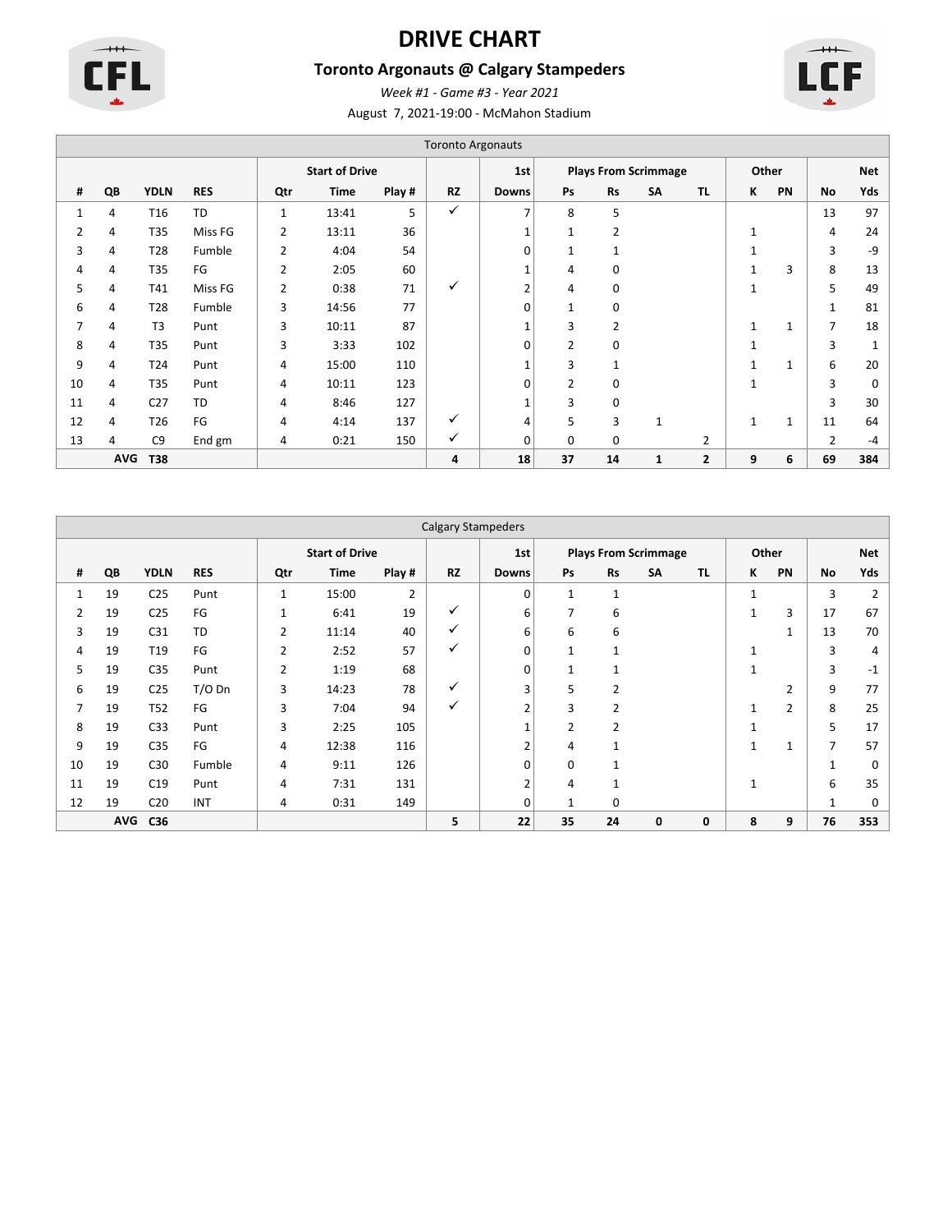# DRIVE CHART

## Toronto Argonauts @ Calgary Stampeders

*Week #1 - Game #3 - Year 2021*

August 7, 2021-19:00 - McMahon Stadium

| Toronto Argonauts | | | | | | | | | | | | | | | | |
|---|---|---|---|---|---|---|---|---|---|---|---|---|---|---|---|---|
| | | | | Start of Drive | | | | 1st | Plays From Scrimmage | | | | Other | | | Net |
| # | QB | YDLN | RES | Qtr | Time | Play # | RZ | Downs | Ps | Rs | SA | TL | K | PN | No | Yds |
| 1 | 4 | T16 | TD | 1 | 13:41 | 5 | ✓ | 7 | 8 | 5 | | | | | 13 | 97 |
| 2 | 4 | T35 | Miss FG | 2 | 13:11 | 36 | | 1 | 1 | 2 | | | 1 | | 4 | 24 |
| 3 | 4 | T28 | Fumble | 2 | 4:04 | 54 | | 0 | 1 | 1 | | | 1 | | 3 | -9 |
| 4 | 4 | T35 | FG | 2 | 2:05 | 60 | | 1 | 4 | 0 | | | 1 | 3 | 8 | 13 |
| 5 | 4 | T41 | Miss FG | 2 | 0:38 | 71 | ✓ | 2 | 4 | 0 | | | 1 | | 5 | 49 |
| 6 | 4 | T28 | Fumble | 3 | 14:56 | 77 | | 0 | 1 | 0 | | | | | 1 | 81 |
| 7 | 4 | T3 | Punt | 3 | 10:11 | 87 | | 1 | 3 | 2 | | | 1 | 1 | 7 | 18 |
| 8 | 4 | T35 | Punt | 3 | 3:33 | 102 | | 0 | 2 | 0 | | | 1 | | 3 | 1 |
| 9 | 4 | T24 | Punt | 4 | 15:00 | 110 | | 1 | 3 | 1 | | | 1 | 1 | 6 | 20 |
| 10 | 4 | T35 | Punt | 4 | 10:11 | 123 | | 0 | 2 | 0 | | | 1 | | 3 | 0 |
| 11 | 4 | C27 | TD | 4 | 8:46 | 127 | | 1 | 3 | 0 | | | | | 3 | 30 |
| 12 | 4 | T26 | FG | 4 | 4:14 | 137 | ✓ | 4 | 5 | 3 | 1 | | 1 | 1 | 11 | 64 |
| 13 | 4 | C9 | End gm | 4 | 0:21 | 150 | ✓ | 0 | 0 | 0 | | 2 | | | 2 | -4 |
| | **AVG** | **T38** | | | | | **4** | **18** | **37** | **14** | **1** | **2** | **9** | **6** | **69** | **384** |

| Calgary Stampeders | | | | | | | | | | | | | | | | |
|---|---|---|---|---|---|---|---|---|---|---|---|---|---|---|---|---|
| | | | | Start of Drive | | | | 1st | Plays From Scrimmage | | | | Other | | | Net |
| # | QB | YDLN | RES | Qtr | Time | Play # | RZ | Downs | Ps | Rs | SA | TL | K | PN | No | Yds |
| 1 | 19 | C25 | Punt | 1 | 15:00 | 2 | | 0 | 1 | 1 | | | 1 | | 3 | 2 |
| 2 | 19 | C25 | FG | 1 | 6:41 | 19 | ✓ | 6 | 7 | 6 | | | 1 | 3 | 17 | 67 |
| 3 | 19 | C31 | TD | 2 | 11:14 | 40 | ✓ | 6 | 6 | 6 | | | | 1 | 13 | 70 |
| 4 | 19 | T19 | FG | 2 | 2:52 | 57 | ✓ | 0 | 1 | 1 | | | 1 | | 3 | 4 |
| 5 | 19 | C35 | Punt | 2 | 1:19 | 68 | | 0 | 1 | 1 | | | 1 | | 3 | -1 |
| 6 | 19 | C25 | T/O Dn | 3 | 14:23 | 78 | ✓ | 3 | 5 | 2 | | | | 2 | 9 | 77 |
| 7 | 19 | T52 | FG | 3 | 7:04 | 94 | ✓ | 2 | 3 | 2 | | | 1 | 2 | 8 | 25 |
| 8 | 19 | C33 | Punt | 3 | 2:25 | 105 | | 1 | 2 | 2 | | | 1 | | 5 | 17 |
| 9 | 19 | C35 | FG | 4 | 12:38 | 116 | | 2 | 4 | 1 | | | 1 | 1 | 7 | 57 |
| 10 | 19 | C30 | Fumble | 4 | 9:11 | 126 | | 0 | 0 | 1 | | | | | 1 | 0 |
| 11 | 19 | C19 | Punt | 4 | 7:31 | 131 | | 2 | 4 | 1 | | | 1 | | 6 | 35 |
| 12 | 19 | C20 | INT | 4 | 0:31 | 149 | | 0 | 1 | 0 | | | | | 1 | 0 |
| | **AVG** | **C36** | | | | | **5** | **22** | **35** | **24** | **0** | **0** | **8** | **9** | **76** | **353** |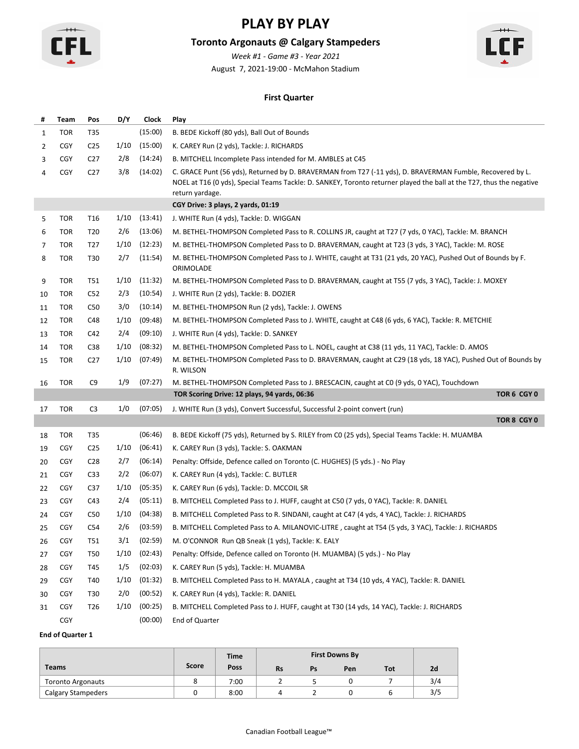# PLAY BY PLAY

## Toronto Argonauts @ Calgary Stampeders

*Week #1 - Game #3 - Year 2021*

August 7, 2021-19:00 - McMahon Stadium

### First Quarter

| # | Team | Pos | D/Y | Clock | Play |
|---|---|---|---|---|---|
| 1 | TOR | T35 | | (15:00) | B. BEDE Kickoff (80 yds), Ball Out of Bounds |
| 2 | CGY | C25 | 1/10 | (15:00) | K. CAREY Run (2 yds), Tackle: J. RICHARDS |
| 3 | CGY | C27 | 2/8 | (14:24) | B. MITCHELL Incomplete Pass intended for M. AMBLES at C45 |
| 4 | CGY | C27 | 3/8 | (14:02) | C. GRACE Punt (56 yds), Returned by D. BRAVERMAN from T27 (-11 yds), D. BRAVERMAN Fumble, Recovered by L. NOEL at T16 (0 yds), Special Teams Tackle: D. SANKEY, Toronto returner played the ball at the T27, thus the negative return yardage. |
| | | | | | **CGY Drive: 3 plays, 2 yards, 01:19** |
| 5 | TOR | T16 | 1/10 | (13:41) | J. WHITE Run (4 yds), Tackle: D. WIGGAN |
| 6 | TOR | T20 | 2/6 | (13:06) | M. BETHEL-THOMPSON Completed Pass to R. COLLINS JR, caught at T27 (7 yds, 0 YAC), Tackle: M. BRANCH |
| 7 | TOR | T27 | 1/10 | (12:23) | M. BETHEL-THOMPSON Completed Pass to D. BRAVERMAN, caught at T23 (3 yds, 3 YAC), Tackle: M. ROSE |
| 8 | TOR | T30 | 2/7 | (11:54) | M. BETHEL-THOMPSON Completed Pass to J. WHITE, caught at T31 (21 yds, 20 YAC), Pushed Out of Bounds by F. ORIMOLADE |
| 9 | TOR | T51 | 1/10 | (11:32) | M. BETHEL-THOMPSON Completed Pass to D. BRAVERMAN, caught at T55 (7 yds, 3 YAC), Tackle: J. MOXEY |
| 10 | TOR | C52 | 2/3 | (10:54) | J. WHITE Run (2 yds), Tackle: B. DOZIER |
| 11 | TOR | C50 | 3/0 | (10:14) | M. BETHEL-THOMPSON Run (2 yds), Tackle: J. OWENS |
| 12 | TOR | C48 | 1/10 | (09:48) | M. BETHEL-THOMPSON Completed Pass to J. WHITE, caught at C48 (6 yds, 6 YAC), Tackle: R. METCHIE |
| 13 | TOR | C42 | 2/4 | (09:10) | J. WHITE Run (4 yds), Tackle: D. SANKEY |
| 14 | TOR | C38 | 1/10 | (08:32) | M. BETHEL-THOMPSON Completed Pass to L. NOEL, caught at C38 (11 yds, 11 YAC), Tackle: D. AMOS |
| 15 | TOR | C27 | 1/10 | (07:49) | M. BETHEL-THOMPSON Completed Pass to D. BRAVERMAN, caught at C29 (18 yds, 18 YAC), Pushed Out of Bounds by R. WILSON |
| 16 | TOR | C9 | 1/9 | (07:27) | M. BETHEL-THOMPSON Completed Pass to J. BRESCACIN, caught at C0 (9 yds, 0 YAC), Touchdown |
| | | | | | **TOR Scoring Drive: 12 plays, 94 yards, 06:36** — **TOR 6 CGY 0** |
| 17 | TOR | C3 | 1/0 | (07:05) | J. WHITE Run (3 yds), Convert Successful, Successful 2-point convert (run) |
| | | | | | **TOR 8 CGY 0** |
| 18 | TOR | T35 | | (06:46) | B. BEDE Kickoff (75 yds), Returned by S. RILEY from C0 (25 yds), Special Teams Tackle: H. MUAMBA |
| 19 | CGY | C25 | 1/10 | (06:41) | K. CAREY Run (3 yds), Tackle: S. OAKMAN |
| 20 | CGY | C28 | 2/7 | (06:14) | Penalty: Offside, Defence called on Toronto (C. HUGHES) (5 yds.) - No Play |
| 21 | CGY | C33 | 2/2 | (06:07) | K. CAREY Run (4 yds), Tackle: C. BUTLER |
| 22 | CGY | C37 | 1/10 | (05:35) | K. CAREY Run (6 yds), Tackle: D. MCCOIL SR |
| 23 | CGY | C43 | 2/4 | (05:11) | B. MITCHELL Completed Pass to J. HUFF, caught at C50 (7 yds, 0 YAC), Tackle: R. DANIEL |
| 24 | CGY | C50 | 1/10 | (04:38) | B. MITCHELL Completed Pass to R. SINDANI, caught at C47 (4 yds, 4 YAC), Tackle: J. RICHARDS |
| 25 | CGY | C54 | 2/6 | (03:59) | B. MITCHELL Completed Pass to A. MILANOVIC-LITRE , caught at T54 (5 yds, 3 YAC), Tackle: J. RICHARDS |
| 26 | CGY | T51 | 3/1 | (02:59) | M. O'CONNOR Run QB Sneak (1 yds), Tackle: K. EALY |
| 27 | CGY | T50 | 1/10 | (02:43) | Penalty: Offside, Defence called on Toronto (H. MUAMBA) (5 yds.) - No Play |
| 28 | CGY | T45 | 1/5 | (02:03) | K. CAREY Run (5 yds), Tackle: H. MUAMBA |
| 29 | CGY | T40 | 1/10 | (01:32) | B. MITCHELL Completed Pass to H. MAYALA , caught at T34 (10 yds, 4 YAC), Tackle: R. DANIEL |
| 30 | CGY | T30 | 2/0 | (00:52) | K. CAREY Run (4 yds), Tackle: R. DANIEL |
| 31 | CGY | T26 | 1/10 | (00:25) | B. MITCHELL Completed Pass to J. HUFF, caught at T30 (14 yds, 14 YAC), Tackle: J. RICHARDS |
| | CGY | | | (00:00) | End of Quarter |

**End of Quarter 1**

| Teams | Score | Time Poss | First Downs By Rs | Ps | Pen | Tot | 2d |
|---|---|---|---|---|---|---|---|
| Toronto Argonauts | 8 | 7:00 | 2 | 5 | 0 | 7 | 3/4 |
| Calgary Stampeders | 0 | 8:00 | 4 | 2 | 0 | 6 | 3/5 |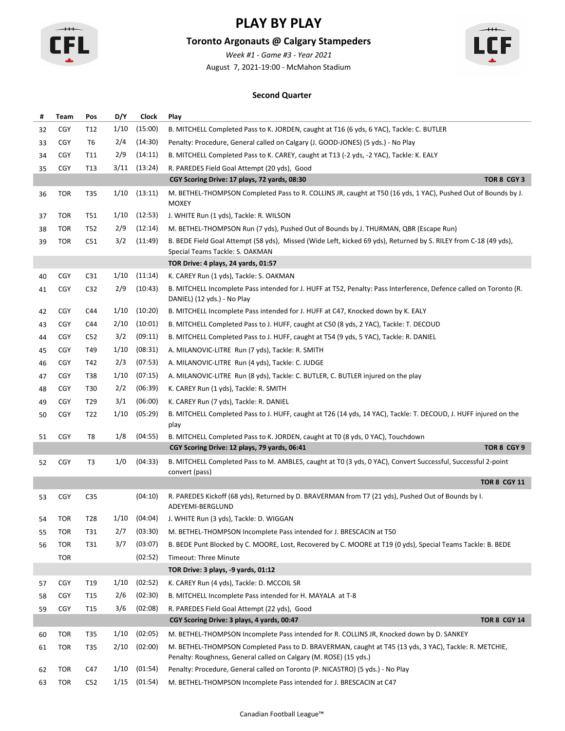# PLAY BY PLAY

## Toronto Argonauts @ Calgary Stampeders

*Week #1 - Game #3 - Year 2021*

August 7, 2021-19:00 - McMahon Stadium

### Second Quarter

| # | Team | Pos | D/Y | Clock | Play |
|---|---|---|---|---|---|
| 32 | CGY | T12 | 1/10 | (15:00) | B. MITCHELL Completed Pass to K. JORDEN, caught at T16 (6 yds, 6 YAC), Tackle: C. BUTLER |
| 33 | CGY | T6 | 2/4 | (14:30) | Penalty: Procedure, General called on Calgary (J. GOOD-JONES) (5 yds.) - No Play |
| 34 | CGY | T11 | 2/9 | (14:11) | B. MITCHELL Completed Pass to K. CAREY, caught at T13 (-2 yds, -2 YAC), Tackle: K. EALY |
| 35 | CGY | T13 | 3/11 | (13:24) | R. PAREDES Field Goal Attempt (20 yds), Good |
| | | | | | **CGY Scoring Drive: 17 plays, 72 yards, 08:30** — **TOR 8 CGY 3** |
| 36 | TOR | T35 | 1/10 | (13:11) | M. BETHEL-THOMPSON Completed Pass to R. COLLINS JR, caught at T50 (16 yds, 1 YAC), Pushed Out of Bounds by J. MOXEY |
| 37 | TOR | T51 | 1/10 | (12:53) | J. WHITE Run (1 yds), Tackle: R. WILSON |
| 38 | TOR | T52 | 2/9 | (12:14) | M. BETHEL-THOMPSON Run (7 yds), Pushed Out of Bounds by J. THURMAN, QBR (Escape Run) |
| 39 | TOR | C51 | 3/2 | (11:49) | B. BEDE Field Goal Attempt (58 yds), Missed (Wide Left, kicked 69 yds), Returned by S. RILEY from C-18 (49 yds), Special Teams Tackle: S. OAKMAN |
| | | | | | **TOR Drive: 4 plays, 24 yards, 01:57** |
| 40 | CGY | C31 | 1/10 | (11:14) | K. CAREY Run (1 yds), Tackle: S. OAKMAN |
| 41 | CGY | C32 | 2/9 | (10:43) | B. MITCHELL Incomplete Pass intended for J. HUFF at T52, Penalty: Pass Interference, Defence called on Toronto (R. DANIEL) (12 yds.) - No Play |
| 42 | CGY | C44 | 1/10 | (10:20) | B. MITCHELL Incomplete Pass intended for J. HUFF at C47, Knocked down by K. EALY |
| 43 | CGY | C44 | 2/10 | (10:01) | B. MITCHELL Completed Pass to J. HUFF, caught at C50 (8 yds, 2 YAC), Tackle: T. DECOUD |
| 44 | CGY | C52 | 3/2 | (09:11) | B. MITCHELL Completed Pass to J. HUFF, caught at T54 (9 yds, 5 YAC), Tackle: R. DANIEL |
| 45 | CGY | T49 | 1/10 | (08:31) | A. MILANOVIC-LITRE Run (7 yds), Tackle: R. SMITH |
| 46 | CGY | T42 | 2/3 | (07:53) | A. MILANOVIC-LITRE Run (4 yds), Tackle: C. JUDGE |
| 47 | CGY | T38 | 1/10 | (07:15) | A. MILANOVIC-LITRE Run (8 yds), Tackle: C. BUTLER, C. BUTLER injured on the play |
| 48 | CGY | T30 | 2/2 | (06:39) | K. CAREY Run (1 yds), Tackle: R. SMITH |
| 49 | CGY | T29 | 3/1 | (06:00) | K. CAREY Run (7 yds), Tackle: R. DANIEL |
| 50 | CGY | T22 | 1/10 | (05:29) | B. MITCHELL Completed Pass to J. HUFF, caught at T26 (14 yds, 14 YAC), Tackle: T. DECOUD, J. HUFF injured on the play |
| 51 | CGY | T8 | 1/8 | (04:55) | B. MITCHELL Completed Pass to K. JORDEN, caught at T0 (8 yds, 0 YAC), Touchdown |
| | | | | | **CGY Scoring Drive: 12 plays, 79 yards, 06:41** — **TOR 8 CGY 9** |
| 52 | CGY | T3 | 1/0 | (04:33) | B. MITCHELL Completed Pass to M. AMBLES, caught at T0 (3 yds, 0 YAC), Convert Successful, Successful 2-point convert (pass) |
| | | | | | **TOR 8 CGY 11** |
| 53 | CGY | C35 | | (04:10) | R. PAREDES Kickoff (68 yds), Returned by D. BRAVERMAN from T7 (21 yds), Pushed Out of Bounds by I. ADEYEMI-BERGLUND |
| 54 | TOR | T28 | 1/10 | (04:04) | J. WHITE Run (3 yds), Tackle: D. WIGGAN |
| 55 | TOR | T31 | 2/7 | (03:30) | M. BETHEL-THOMPSON Incomplete Pass intended for J. BRESCACIN at T50 |
| 56 | TOR | T31 | 3/7 | (03:07) | B. BEDE Punt Blocked by C. MOORE, Lost, Recovered by C. MOORE at T19 (0 yds), Special Teams Tackle: B. BEDE |
| | TOR | | | (02:52) | Timeout: Three Minute |
| | | | | | **TOR Drive: 3 plays, -9 yards, 01:12** |
| 57 | CGY | T19 | 1/10 | (02:52) | K. CAREY Run (4 yds), Tackle: D. MCCOIL SR |
| 58 | CGY | T15 | 2/6 | (02:30) | B. MITCHELL Incomplete Pass intended for H. MAYALA at T-8 |
| 59 | CGY | T15 | 3/6 | (02:08) | R. PAREDES Field Goal Attempt (22 yds), Good |
| | | | | | **CGY Scoring Drive: 3 plays, 4 yards, 00:47** — **TOR 8 CGY 14** |
| 60 | TOR | T35 | 1/10 | (02:05) | M. BETHEL-THOMPSON Incomplete Pass intended for R. COLLINS JR, Knocked down by D. SANKEY |
| 61 | TOR | T35 | 2/10 | (02:00) | M. BETHEL-THOMPSON Completed Pass to D. BRAVERMAN, caught at T45 (13 yds, 3 YAC), Tackle: R. METCHIE, Penalty: Roughness, General called on Calgary (M. ROSE) (15 yds.) |
| 62 | TOR | C47 | 1/10 | (01:54) | Penalty: Procedure, General called on Toronto (P. NICASTRO) (5 yds.) - No Play |
| 63 | TOR | C52 | 1/15 | (01:54) | M. BETHEL-THOMPSON Incomplete Pass intended for J. BRESCACIN at C47 |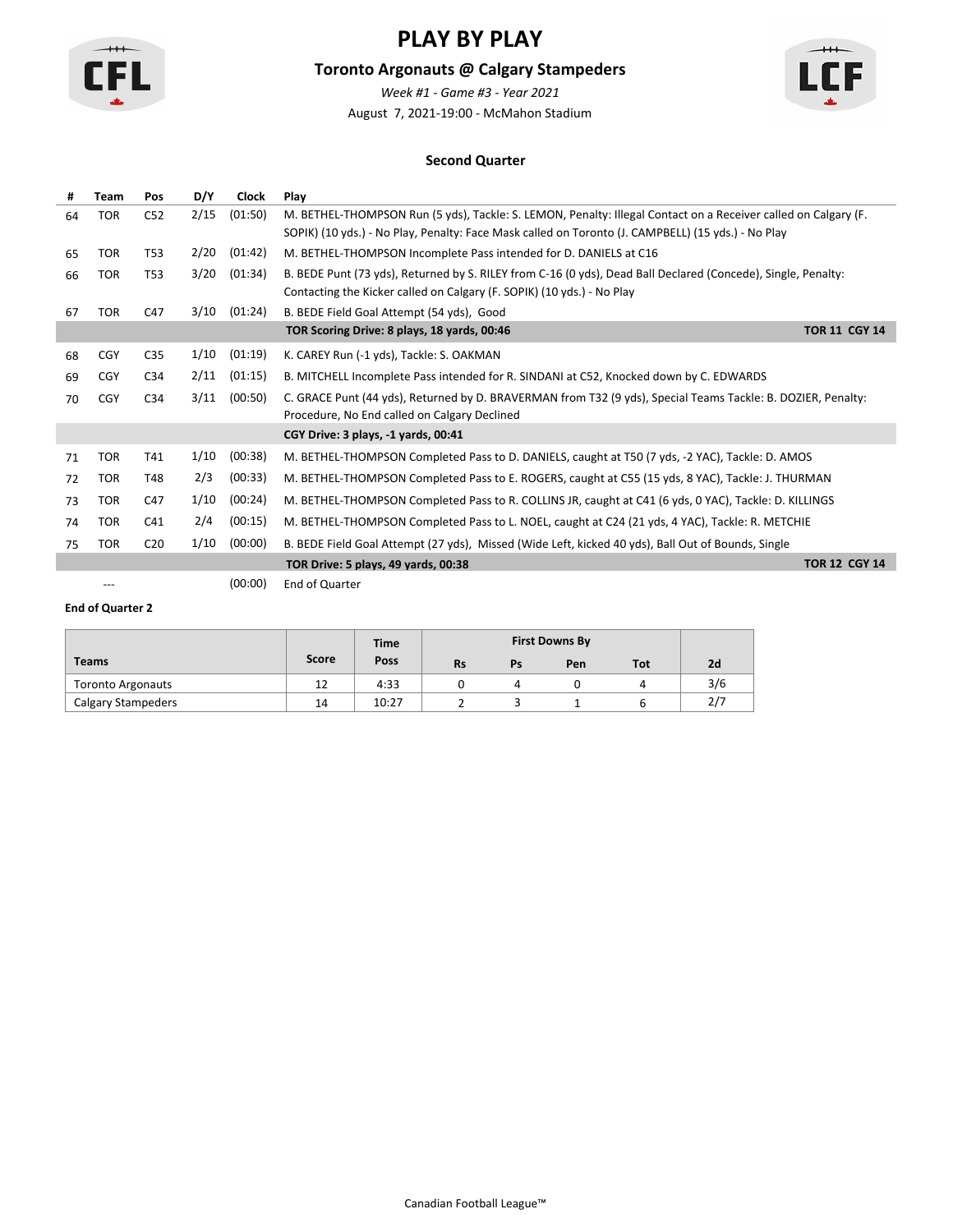# PLAY BY PLAY

## Toronto Argonauts @ Calgary Stampeders

*Week #1 - Game #3 - Year 2021*

August 7, 2021-19:00 - McMahon Stadium

### Second Quarter

| # | Team | Pos | D/Y | Clock | Play |
|---|---|---|---|---|---|
| 64 | TOR | C52 | 2/15 | (01:50) | M. BETHEL-THOMPSON Run (5 yds), Tackle: S. LEMON, Penalty: Illegal Contact on a Receiver called on Calgary (F. SOPIK) (10 yds.) - No Play, Penalty: Face Mask called on Toronto (J. CAMPBELL) (15 yds.) - No Play |
| 65 | TOR | T53 | 2/20 | (01:42) | M. BETHEL-THOMPSON Incomplete Pass intended for D. DANIELS at C16 |
| 66 | TOR | T53 | 3/20 | (01:34) | B. BEDE Punt (73 yds), Returned by S. RILEY from C-16 (0 yds), Dead Ball Declared (Concede), Single, Penalty: Contacting the Kicker called on Calgary (F. SOPIK) (10 yds.) - No Play |
| 67 | TOR | C47 | 3/10 | (01:24) | B. BEDE Field Goal Attempt (54 yds), Good |
| | | | | | **TOR Scoring Drive: 8 plays, 18 yards, 00:46** — **TOR 11 CGY 14** |
| 68 | CGY | C35 | 1/10 | (01:19) | K. CAREY Run (-1 yds), Tackle: S. OAKMAN |
| 69 | CGY | C34 | 2/11 | (01:15) | B. MITCHELL Incomplete Pass intended for R. SINDANI at C52, Knocked down by C. EDWARDS |
| 70 | CGY | C34 | 3/11 | (00:50) | C. GRACE Punt (44 yds), Returned by D. BRAVERMAN from T32 (9 yds), Special Teams Tackle: B. DOZIER, Penalty: Procedure, No End called on Calgary Declined |
| | | | | | **CGY Drive: 3 plays, -1 yards, 00:41** |
| 71 | TOR | T41 | 1/10 | (00:38) | M. BETHEL-THOMPSON Completed Pass to D. DANIELS, caught at T50 (7 yds, -2 YAC), Tackle: D. AMOS |
| 72 | TOR | T48 | 2/3 | (00:33) | M. BETHEL-THOMPSON Completed Pass to E. ROGERS, caught at C55 (15 yds, 8 YAC), Tackle: J. THURMAN |
| 73 | TOR | C47 | 1/10 | (00:24) | M. BETHEL-THOMPSON Completed Pass to R. COLLINS JR, caught at C41 (6 yds, 0 YAC), Tackle: D. KILLINGS |
| 74 | TOR | C41 | 2/4 | (00:15) | M. BETHEL-THOMPSON Completed Pass to L. NOEL, caught at C24 (21 yds, 4 YAC), Tackle: R. METCHIE |
| 75 | TOR | C20 | 1/10 | (00:00) | B. BEDE Field Goal Attempt (27 yds), Missed (Wide Left, kicked 40 yds), Ball Out of Bounds, Single |
| | | | | | **TOR Drive: 5 plays, 49 yards, 00:38** — **TOR 12 CGY 14** |
| | --- | | | (00:00) | End of Quarter |

**End of Quarter 2**

| Teams | Score | Time Poss | First Downs By | | | | 2d |
|---|---|---|---|---|---|---|---|
| | | | Rs | Ps | Pen | Tot | |
| Toronto Argonauts | 12 | 4:33 | 0 | 4 | 0 | 4 | 3/6 |
| Calgary Stampeders | 14 | 10:27 | 2 | 3 | 1 | 6 | 2/7 |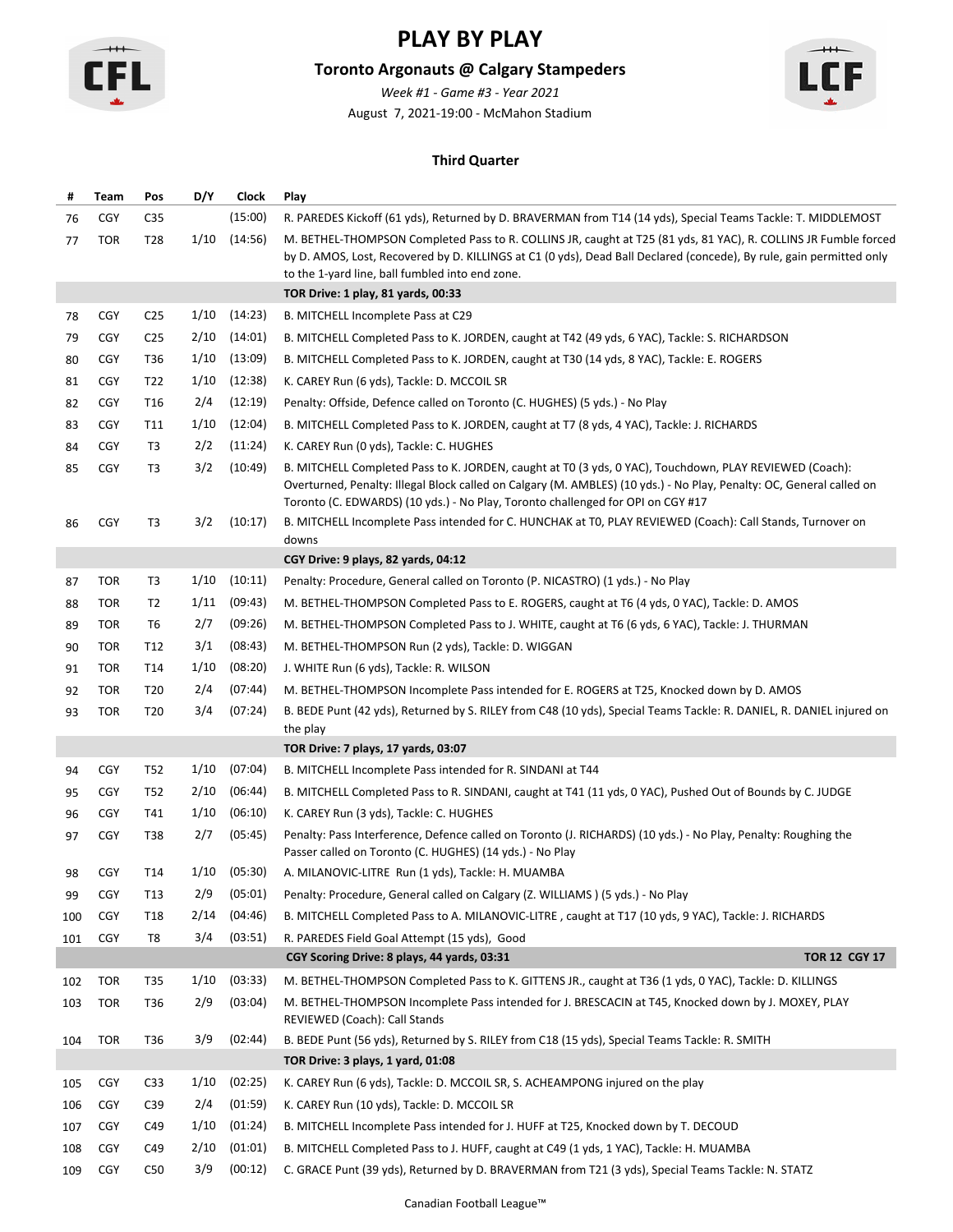# PLAY BY PLAY

## Toronto Argonauts @ Calgary Stampeders

*Week #1 - Game #3 - Year 2021*

August 7, 2021-19:00 - McMahon Stadium

### Third Quarter

| # | Team | Pos | D/Y | Clock | Play |
|---|---|---|---|---|---|
| 76 | CGY | C35 | | (15:00) | R. PAREDES Kickoff (61 yds), Returned by D. BRAVERMAN from T14 (14 yds), Special Teams Tackle: T. MIDDLEMOST |
| 77 | TOR | T28 | 1/10 | (14:56) | M. BETHEL-THOMPSON Completed Pass to R. COLLINS JR, caught at T25 (81 yds, 81 YAC), R. COLLINS JR Fumble forced by D. AMOS, Lost, Recovered by D. KILLINGS at C1 (0 yds), Dead Ball Declared (concede), By rule, gain permitted only to the 1-yard line, ball fumbled into end zone. |
| | | | | | **TOR Drive: 1 play, 81 yards, 00:33** |
| 78 | CGY | C25 | 1/10 | (14:23) | B. MITCHELL Incomplete Pass at C29 |
| 79 | CGY | C25 | 2/10 | (14:01) | B. MITCHELL Completed Pass to K. JORDEN, caught at T42 (49 yds, 6 YAC), Tackle: S. RICHARDSON |
| 80 | CGY | T36 | 1/10 | (13:09) | B. MITCHELL Completed Pass to K. JORDEN, caught at T30 (14 yds, 8 YAC), Tackle: E. ROGERS |
| 81 | CGY | T22 | 1/10 | (12:38) | K. CAREY Run (6 yds), Tackle: D. MCCOIL SR |
| 82 | CGY | T16 | 2/4 | (12:19) | Penalty: Offside, Defence called on Toronto (C. HUGHES) (5 yds.) - No Play |
| 83 | CGY | T11 | 1/10 | (12:04) | B. MITCHELL Completed Pass to K. JORDEN, caught at T7 (8 yds, 4 YAC), Tackle: J. RICHARDS |
| 84 | CGY | T3 | 2/2 | (11:24) | K. CAREY Run (0 yds), Tackle: C. HUGHES |
| 85 | CGY | T3 | 3/2 | (10:49) | B. MITCHELL Completed Pass to K. JORDEN, caught at T0 (3 yds, 0 YAC), Touchdown, PLAY REVIEWED (Coach): Overturned, Penalty: Illegal Block called on Calgary (M. AMBLES) (10 yds.) - No Play, Penalty: OC, General called on Toronto (C. EDWARDS) (10 yds.) - No Play, Toronto challenged for OPI on CGY #17 |
| 86 | CGY | T3 | 3/2 | (10:17) | B. MITCHELL Incomplete Pass intended for C. HUNCHAK at T0, PLAY REVIEWED (Coach): Call Stands, Turnover on downs |
| | | | | | **CGY Drive: 9 plays, 82 yards, 04:12** |
| 87 | TOR | T3 | 1/10 | (10:11) | Penalty: Procedure, General called on Toronto (P. NICASTRO) (1 yds.) - No Play |
| 88 | TOR | T2 | 1/11 | (09:43) | M. BETHEL-THOMPSON Completed Pass to E. ROGERS, caught at T6 (4 yds, 0 YAC), Tackle: D. AMOS |
| 89 | TOR | T6 | 2/7 | (09:26) | M. BETHEL-THOMPSON Completed Pass to J. WHITE, caught at T6 (6 yds, 6 YAC), Tackle: J. THURMAN |
| 90 | TOR | T12 | 3/1 | (08:43) | M. BETHEL-THOMPSON Run (2 yds), Tackle: D. WIGGAN |
| 91 | TOR | T14 | 1/10 | (08:20) | J. WHITE Run (6 yds), Tackle: R. WILSON |
| 92 | TOR | T20 | 2/4 | (07:44) | M. BETHEL-THOMPSON Incomplete Pass intended for E. ROGERS at T25, Knocked down by D. AMOS |
| 93 | TOR | T20 | 3/4 | (07:24) | B. BEDE Punt (42 yds), Returned by S. RILEY from C48 (10 yds), Special Teams Tackle: R. DANIEL, R. DANIEL injured on the play |
| | | | | | **TOR Drive: 7 plays, 17 yards, 03:07** |
| 94 | CGY | T52 | 1/10 | (07:04) | B. MITCHELL Incomplete Pass intended for R. SINDANI at T44 |
| 95 | CGY | T52 | 2/10 | (06:44) | B. MITCHELL Completed Pass to R. SINDANI, caught at T41 (11 yds, 0 YAC), Pushed Out of Bounds by C. JUDGE |
| 96 | CGY | T41 | 1/10 | (06:10) | K. CAREY Run (3 yds), Tackle: C. HUGHES |
| 97 | CGY | T38 | 2/7 | (05:45) | Penalty: Pass Interference, Defence called on Toronto (J. RICHARDS) (10 yds.) - No Play, Penalty: Roughing the Passer called on Toronto (C. HUGHES) (14 yds.) - No Play |
| 98 | CGY | T14 | 1/10 | (05:30) | A. MILANOVIC-LITRE Run (1 yds), Tackle: H. MUAMBA |
| 99 | CGY | T13 | 2/9 | (05:01) | Penalty: Procedure, General called on Calgary (Z. WILLIAMS ) (5 yds.) - No Play |
| 100 | CGY | T18 | 2/14 | (04:46) | B. MITCHELL Completed Pass to A. MILANOVIC-LITRE , caught at T17 (10 yds, 9 YAC), Tackle: J. RICHARDS |
| 101 | CGY | T8 | 3/4 | (03:51) | R. PAREDES Field Goal Attempt (15 yds), Good |
| | | | | | **CGY Scoring Drive: 8 plays, 44 yards, 03:31** — **TOR 12 CGY 17** |
| 102 | TOR | T35 | 1/10 | (03:33) | M. BETHEL-THOMPSON Completed Pass to K. GITTENS JR., caught at T36 (1 yds, 0 YAC), Tackle: D. KILLINGS |
| 103 | TOR | T36 | 2/9 | (03:04) | M. BETHEL-THOMPSON Incomplete Pass intended for J. BRESCACIN at T45, Knocked down by J. MOXEY, PLAY REVIEWED (Coach): Call Stands |
| 104 | TOR | T36 | 3/9 | (02:44) | B. BEDE Punt (56 yds), Returned by S. RILEY from C18 (15 yds), Special Teams Tackle: R. SMITH |
| | | | | | **TOR Drive: 3 plays, 1 yard, 01:08** |
| 105 | CGY | C33 | 1/10 | (02:25) | K. CAREY Run (6 yds), Tackle: D. MCCOIL SR, S. ACHEAMPONG injured on the play |
| 106 | CGY | C39 | 2/4 | (01:59) | K. CAREY Run (10 yds), Tackle: D. MCCOIL SR |
| 107 | CGY | C49 | 1/10 | (01:24) | B. MITCHELL Incomplete Pass intended for J. HUFF at T25, Knocked down by T. DECOUD |
| 108 | CGY | C49 | 2/10 | (01:01) | B. MITCHELL Completed Pass to J. HUFF, caught at C49 (1 yds, 1 YAC), Tackle: H. MUAMBA |
| 109 | CGY | C50 | 3/9 | (00:12) | C. GRACE Punt (39 yds), Returned by D. BRAVERMAN from T21 (3 yds), Special Teams Tackle: N. STATZ |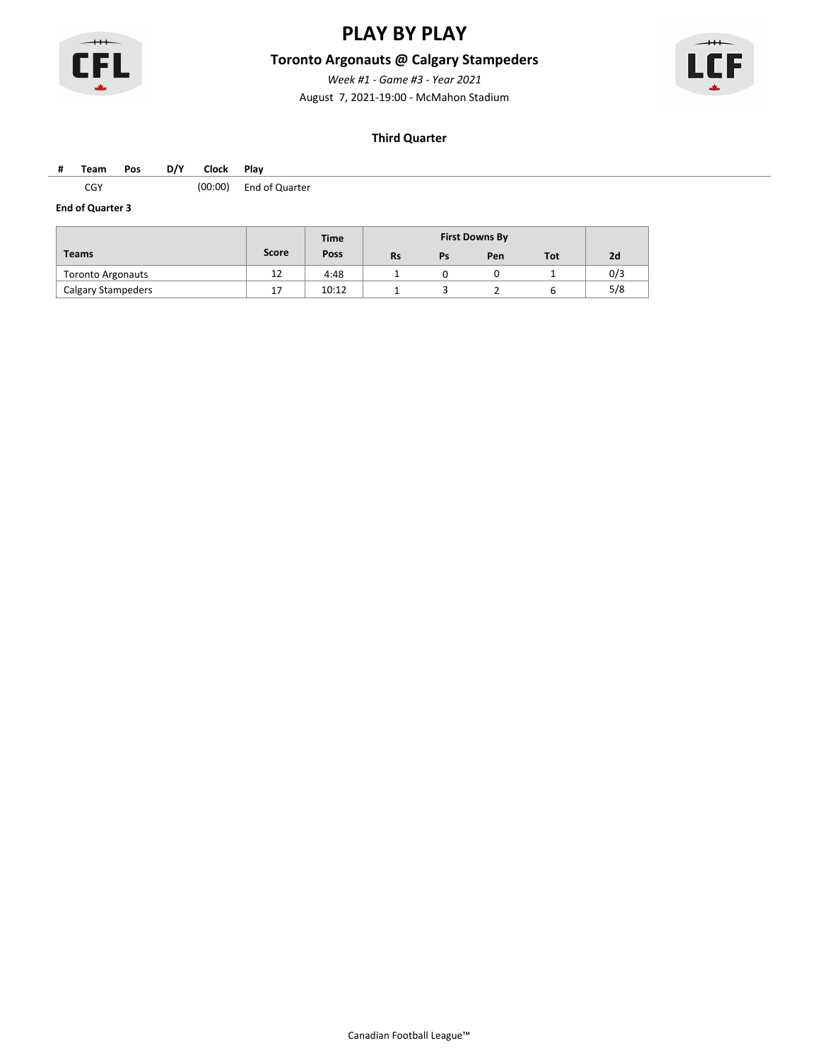# PLAY BY PLAY

## Toronto Argonauts @ Calgary Stampeders

*Week #1 - Game #3 - Year 2021*

August 7, 2021-19:00 - McMahon Stadium

### Third Quarter

| # | Team | Pos | D/Y | Clock | Play |
|---|---|---|---|---|---|
| | CGY | | | (00:00) | End of Quarter |

**End of Quarter 3**

| Teams | Score | Time Poss | First Downs By | | | | 2d |
|---|---|---|---|---|---|---|---|
| | | | Rs | Ps | Pen | Tot | |
| Toronto Argonauts | 12 | 4:48 | 1 | 0 | 0 | 1 | 0/3 |
| Calgary Stampeders | 17 | 10:12 | 1 | 3 | 2 | 6 | 5/8 |

Canadian Football League™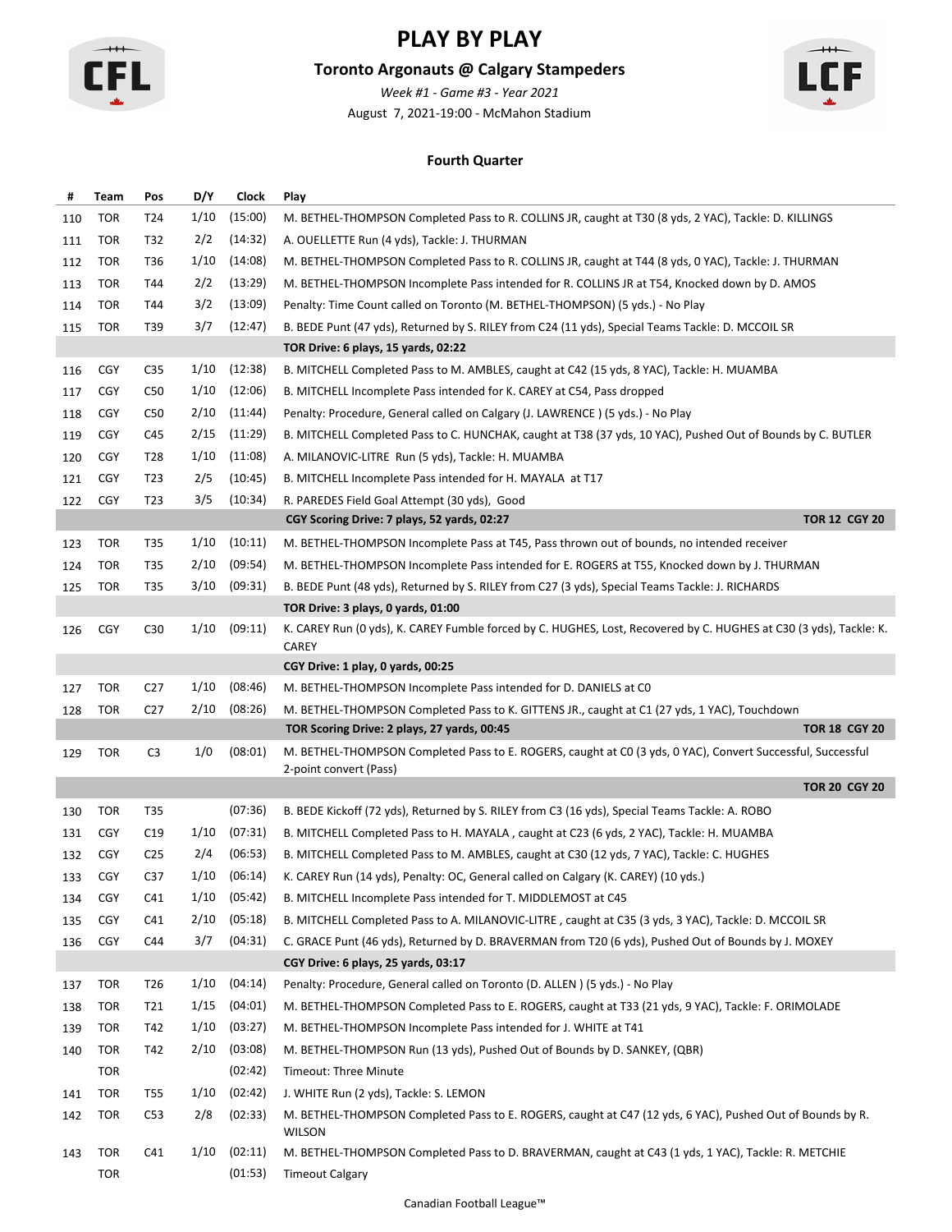# PLAY BY PLAY

## Toronto Argonauts @ Calgary Stampeders

*Week #1 - Game #3 - Year 2021*

August 7, 2021-19:00 - McMahon Stadium

### Fourth Quarter

| # | Team | Pos | D/Y | Clock | Play |
|---|---|---|---|---|---|
| 110 | TOR | T24 | 1/10 | (15:00) | M. BETHEL-THOMPSON Completed Pass to R. COLLINS JR, caught at T30 (8 yds, 2 YAC), Tackle: D. KILLINGS |
| 111 | TOR | T32 | 2/2 | (14:32) | A. OUELLETTE Run (4 yds), Tackle: J. THURMAN |
| 112 | TOR | T36 | 1/10 | (14:08) | M. BETHEL-THOMPSON Completed Pass to R. COLLINS JR, caught at T44 (8 yds, 0 YAC), Tackle: J. THURMAN |
| 113 | TOR | T44 | 2/2 | (13:29) | M. BETHEL-THOMPSON Incomplete Pass intended for R. COLLINS JR at T54, Knocked down by D. AMOS |
| 114 | TOR | T44 | 3/2 | (13:09) | Penalty: Time Count called on Toronto (M. BETHEL-THOMPSON) (5 yds.) - No Play |
| 115 | TOR | T39 | 3/7 | (12:47) | B. BEDE Punt (47 yds), Returned by S. RILEY from C24 (11 yds), Special Teams Tackle: D. MCCOIL SR |
| | | | | | **TOR Drive: 6 plays, 15 yards, 02:22** |
| 116 | CGY | C35 | 1/10 | (12:38) | B. MITCHELL Completed Pass to M. AMBLES, caught at C42 (15 yds, 8 YAC), Tackle: H. MUAMBA |
| 117 | CGY | C50 | 1/10 | (12:06) | B. MITCHELL Incomplete Pass intended for K. CAREY at C54, Pass dropped |
| 118 | CGY | C50 | 2/10 | (11:44) | Penalty: Procedure, General called on Calgary (J. LAWRENCE ) (5 yds.) - No Play |
| 119 | CGY | C45 | 2/15 | (11:29) | B. MITCHELL Completed Pass to C. HUNCHAK, caught at T38 (37 yds, 10 YAC), Pushed Out of Bounds by C. BUTLER |
| 120 | CGY | T28 | 1/10 | (11:08) | A. MILANOVIC-LITRE Run (5 yds), Tackle: H. MUAMBA |
| 121 | CGY | T23 | 2/5 | (10:45) | B. MITCHELL Incomplete Pass intended for H. MAYALA at T17 |
| 122 | CGY | T23 | 3/5 | (10:34) | R. PAREDES Field Goal Attempt (30 yds), Good |
| | | | | | **CGY Scoring Drive: 7 plays, 52 yards, 02:27** — **TOR 12 CGY 20** |
| 123 | TOR | T35 | 1/10 | (10:11) | M. BETHEL-THOMPSON Incomplete Pass at T45, Pass thrown out of bounds, no intended receiver |
| 124 | TOR | T35 | 2/10 | (09:54) | M. BETHEL-THOMPSON Incomplete Pass intended for E. ROGERS at T55, Knocked down by J. THURMAN |
| 125 | TOR | T35 | 3/10 | (09:31) | B. BEDE Punt (48 yds), Returned by S. RILEY from C27 (3 yds), Special Teams Tackle: J. RICHARDS |
| | | | | | **TOR Drive: 3 plays, 0 yards, 01:00** |
| 126 | CGY | C30 | 1/10 | (09:11) | K. CAREY Run (0 yds), K. CAREY Fumble forced by C. HUGHES, Lost, Recovered by C. HUGHES at C30 (3 yds), Tackle: K. CAREY |
| | | | | | **CGY Drive: 1 play, 0 yards, 00:25** |
| 127 | TOR | C27 | 1/10 | (08:46) | M. BETHEL-THOMPSON Incomplete Pass intended for D. DANIELS at C0 |
| 128 | TOR | C27 | 2/10 | (08:26) | M. BETHEL-THOMPSON Completed Pass to K. GITTENS JR., caught at C1 (27 yds, 1 YAC), Touchdown |
| | | | | | **TOR Scoring Drive: 2 plays, 27 yards, 00:45** — **TOR 18 CGY 20** |
| 129 | TOR | C3 | 1/0 | (08:01) | M. BETHEL-THOMPSON Completed Pass to E. ROGERS, caught at C0 (3 yds, 0 YAC), Convert Successful, Successful 2-point convert (Pass) |
| | | | | | **TOR 20 CGY 20** |
| 130 | TOR | T35 | | (07:36) | B. BEDE Kickoff (72 yds), Returned by S. RILEY from C3 (16 yds), Special Teams Tackle: A. ROBO |
| 131 | CGY | C19 | 1/10 | (07:31) | B. MITCHELL Completed Pass to H. MAYALA , caught at C23 (6 yds, 2 YAC), Tackle: H. MUAMBA |
| 132 | CGY | C25 | 2/4 | (06:53) | B. MITCHELL Completed Pass to M. AMBLES, caught at C30 (12 yds, 7 YAC), Tackle: C. HUGHES |
| 133 | CGY | C37 | 1/10 | (06:14) | K. CAREY Run (14 yds), Penalty: OC, General called on Calgary (K. CAREY) (10 yds.) |
| 134 | CGY | C41 | 1/10 | (05:42) | B. MITCHELL Incomplete Pass intended for T. MIDDLEMOST at C45 |
| 135 | CGY | C41 | 2/10 | (05:18) | B. MITCHELL Completed Pass to A. MILANOVIC-LITRE , caught at C35 (3 yds, 3 YAC), Tackle: D. MCCOIL SR |
| 136 | CGY | C44 | 3/7 | (04:31) | C. GRACE Punt (46 yds), Returned by D. BRAVERMAN from T20 (6 yds), Pushed Out of Bounds by J. MOXEY |
| | | | | | **CGY Drive: 6 plays, 25 yards, 03:17** |
| 137 | TOR | T26 | 1/10 | (04:14) | Penalty: Procedure, General called on Toronto (D. ALLEN ) (5 yds.) - No Play |
| 138 | TOR | T21 | 1/15 | (04:01) | M. BETHEL-THOMPSON Completed Pass to E. ROGERS, caught at T33 (21 yds, 9 YAC), Tackle: F. ORIMOLADE |
| 139 | TOR | T42 | 1/10 | (03:27) | M. BETHEL-THOMPSON Incomplete Pass intended for J. WHITE at T41 |
| 140 | TOR | T42 | 2/10 | (03:08) | M. BETHEL-THOMPSON Run (13 yds), Pushed Out of Bounds by D. SANKEY, (QBR) |
| | TOR | | | (02:42) | Timeout: Three Minute |
| 141 | TOR | T55 | 1/10 | (02:42) | J. WHITE Run (2 yds), Tackle: S. LEMON |
| 142 | TOR | C53 | 2/8 | (02:33) | M. BETHEL-THOMPSON Completed Pass to E. ROGERS, caught at C47 (12 yds, 6 YAC), Pushed Out of Bounds by R. WILSON |
| 143 | TOR | C41 | 1/10 | (02:11) | M. BETHEL-THOMPSON Completed Pass to D. BRAVERMAN, caught at C43 (1 yds, 1 YAC), Tackle: R. METCHIE |
| | TOR | | | (01:53) | Timeout Calgary |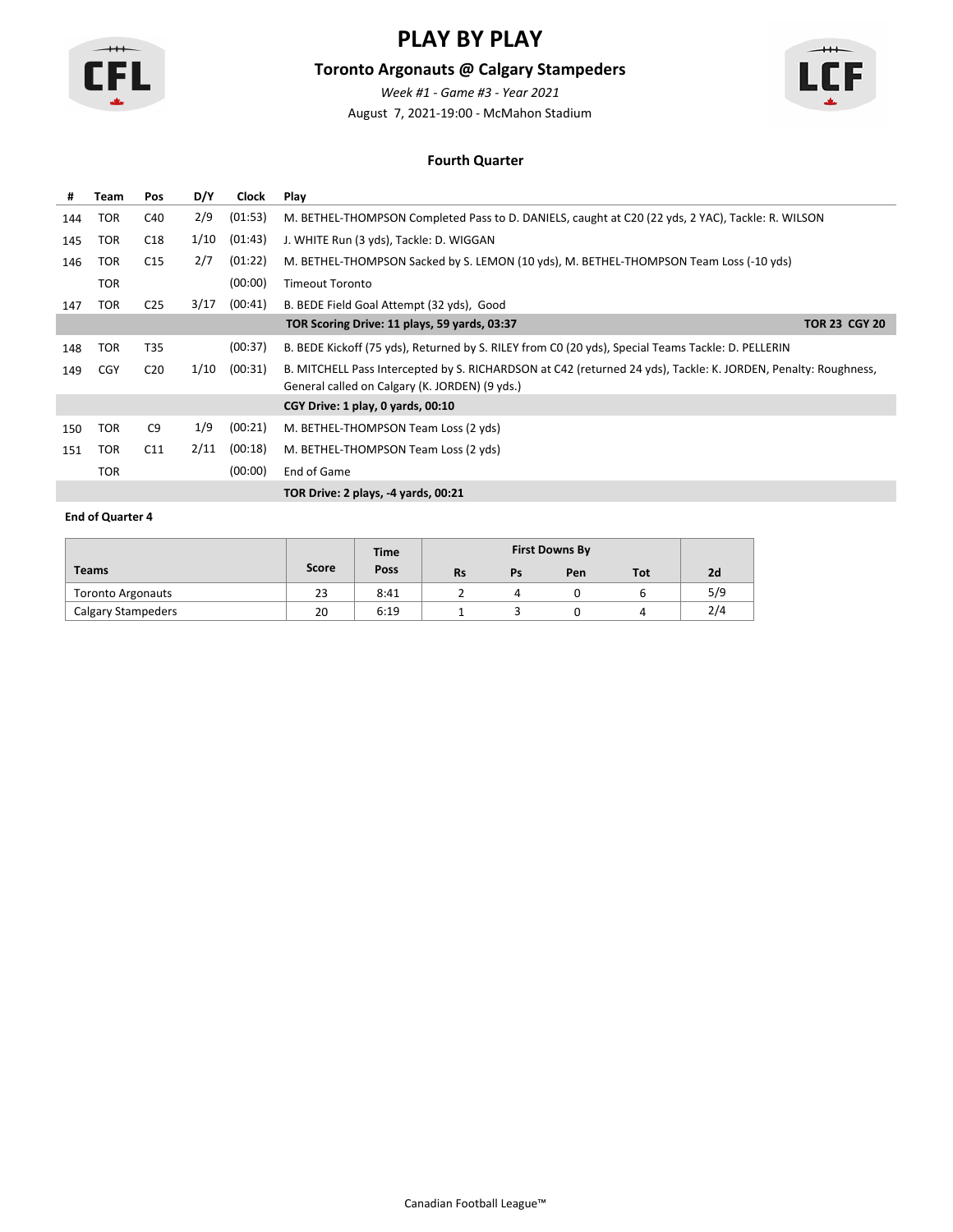# PLAY BY PLAY

## Toronto Argonauts @ Calgary Stampeders

*Week #1 - Game #3 - Year 2021*

August 7, 2021-19:00 - McMahon Stadium

### Fourth Quarter

| # | Team | Pos | D/Y | Clock | Play |
|---|---|---|---|---|---|
| 144 | TOR | C40 | 2/9 | (01:53) | M. BETHEL-THOMPSON Completed Pass to D. DANIELS, caught at C20 (22 yds, 2 YAC), Tackle: R. WILSON |
| 145 | TOR | C18 | 1/10 | (01:43) | J. WHITE Run (3 yds), Tackle: D. WIGGAN |
| 146 | TOR | C15 | 2/7 | (01:22) | M. BETHEL-THOMPSON Sacked by S. LEMON (10 yds), M. BETHEL-THOMPSON Team Loss (-10 yds) |
| | TOR | | | (00:00) | Timeout Toronto |
| 147 | TOR | C25 | 3/17 | (00:41) | B. BEDE Field Goal Attempt (32 yds), Good |
| | | | | | **TOR Scoring Drive: 11 plays, 59 yards, 03:37** **TOR 23 CGY 20** |
| 148 | TOR | T35 | | (00:37) | B. BEDE Kickoff (75 yds), Returned by S. RILEY from C0 (20 yds), Special Teams Tackle: D. PELLERIN |
| 149 | CGY | C20 | 1/10 | (00:31) | B. MITCHELL Pass Intercepted by S. RICHARDSON at C42 (returned 24 yds), Tackle: K. JORDEN, Penalty: Roughness, General called on Calgary (K. JORDEN) (9 yds.) |
| | | | | | **CGY Drive: 1 play, 0 yards, 00:10** |
| 150 | TOR | C9 | 1/9 | (00:21) | M. BETHEL-THOMPSON Team Loss (2 yds) |
| 151 | TOR | C11 | 2/11 | (00:18) | M. BETHEL-THOMPSON Team Loss (2 yds) |
| | TOR | | | (00:00) | End of Game |
| | | | | | **TOR Drive: 2 plays, -4 yards, 00:21** |

**End of Quarter 4**

| Teams | Score | Time Poss | First Downs By | | | | 2d |
|---|---|---|---|---|---|---|---|
| | | | Rs | Ps | Pen | Tot | |
| Toronto Argonauts | 23 | 8:41 | 2 | 4 | 0 | 6 | 5/9 |
| Calgary Stampeders | 20 | 6:19 | 1 | 3 | 0 | 4 | 2/4 |

Canadian Football League™